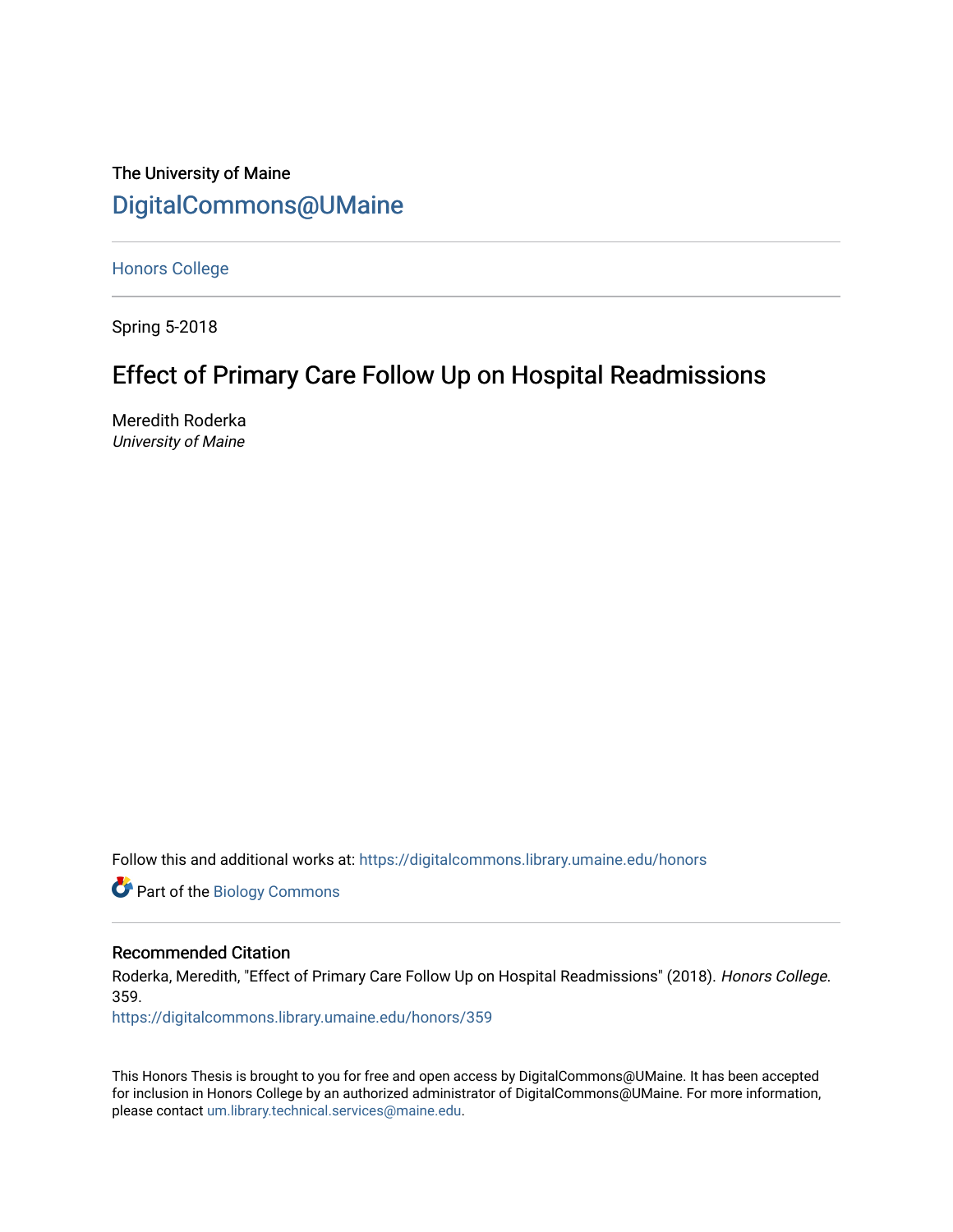The University of Maine

# DigitalCommons@UMaine

Honors College

Spring 5-2018

## Effect of Primary Care Follow Up on Hospital Readmissions

Meredith Roderka
*University of Maine*

Follow this and additional works at: https://digitalcommons.library.umaine.edu/honors

Part of the Biology Commons

### Recommended Citation

Roderka, Meredith, "Effect of Primary Care Follow Up on Hospital Readmissions" (2018). *Honors College*. 359.
https://digitalcommons.library.umaine.edu/honors/359

This Honors Thesis is brought to you for free and open access by DigitalCommons@UMaine. It has been accepted for inclusion in Honors College by an authorized administrator of DigitalCommons@UMaine. For more information, please contact um.library.technical.services@maine.edu.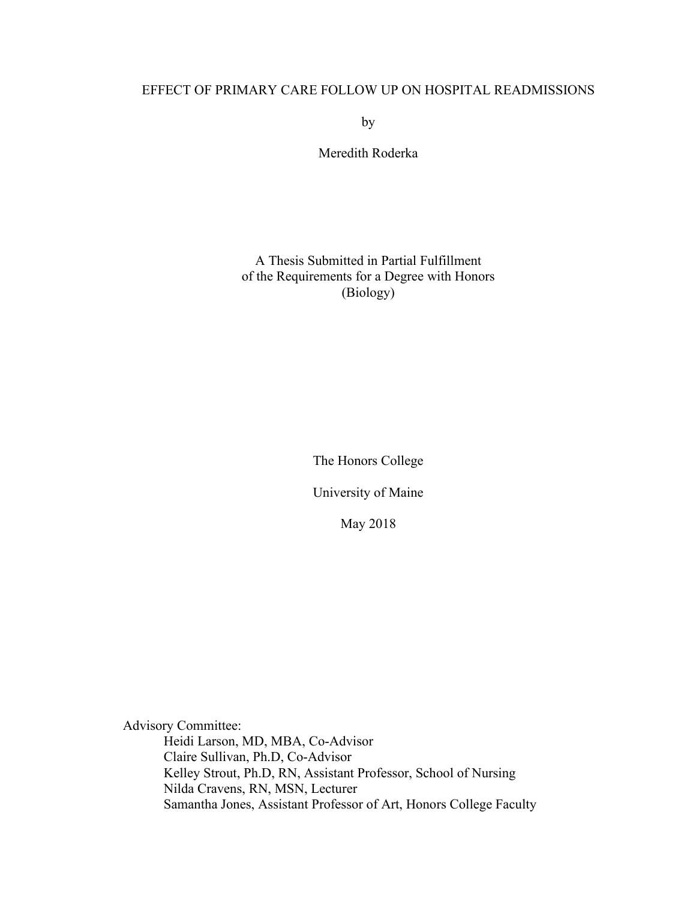# EFFECT OF PRIMARY CARE FOLLOW UP ON HOSPITAL READMISSIONS

by

Meredith Roderka

A Thesis Submitted in Partial Fulfillment
of the Requirements for a Degree with Honors
(Biology)

The Honors College

University of Maine

May 2018

Advisory Committee:

Heidi Larson, MD, MBA, Co-Advisor
Claire Sullivan, Ph.D, Co-Advisor
Kelley Strout, Ph.D, RN, Assistant Professor, School of Nursing
Nilda Cravens, RN, MSN, Lecturer
Samantha Jones, Assistant Professor of Art, Honors College Faculty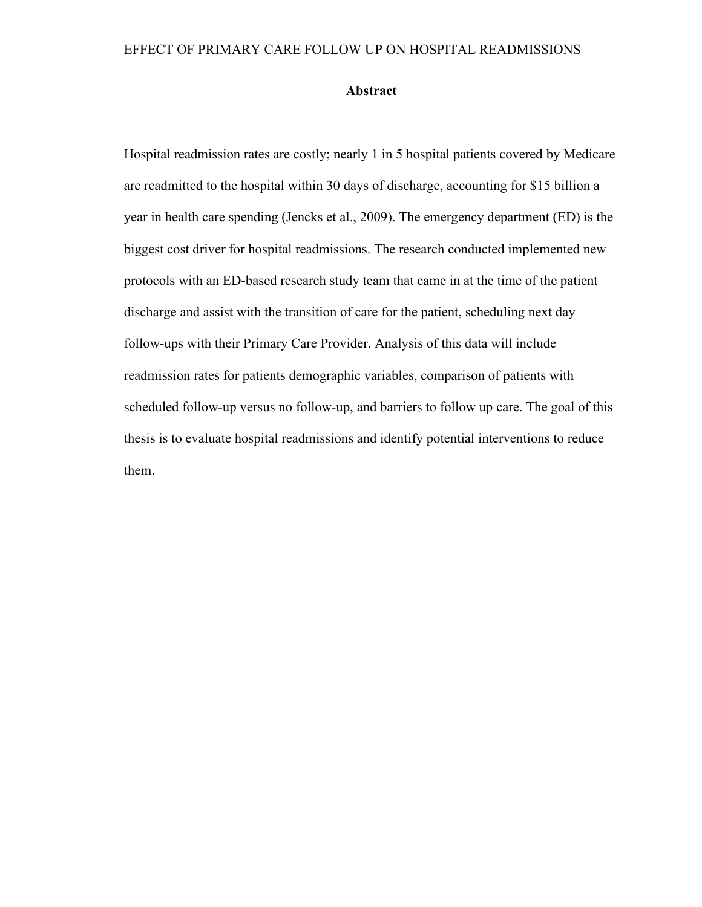## Abstract

Hospital readmission rates are costly; nearly 1 in 5 hospital patients covered by Medicare are readmitted to the hospital within 30 days of discharge, accounting for $15 billion a year in health care spending (Jencks et al., 2009). The emergency department (ED) is the biggest cost driver for hospital readmissions. The research conducted implemented new protocols with an ED-based research study team that came in at the time of the patient discharge and assist with the transition of care for the patient, scheduling next day follow-ups with their Primary Care Provider. Analysis of this data will include readmission rates for patients demographic variables, comparison of patients with scheduled follow-up versus no follow-up, and barriers to follow up care. The goal of this thesis is to evaluate hospital readmissions and identify potential interventions to reduce them.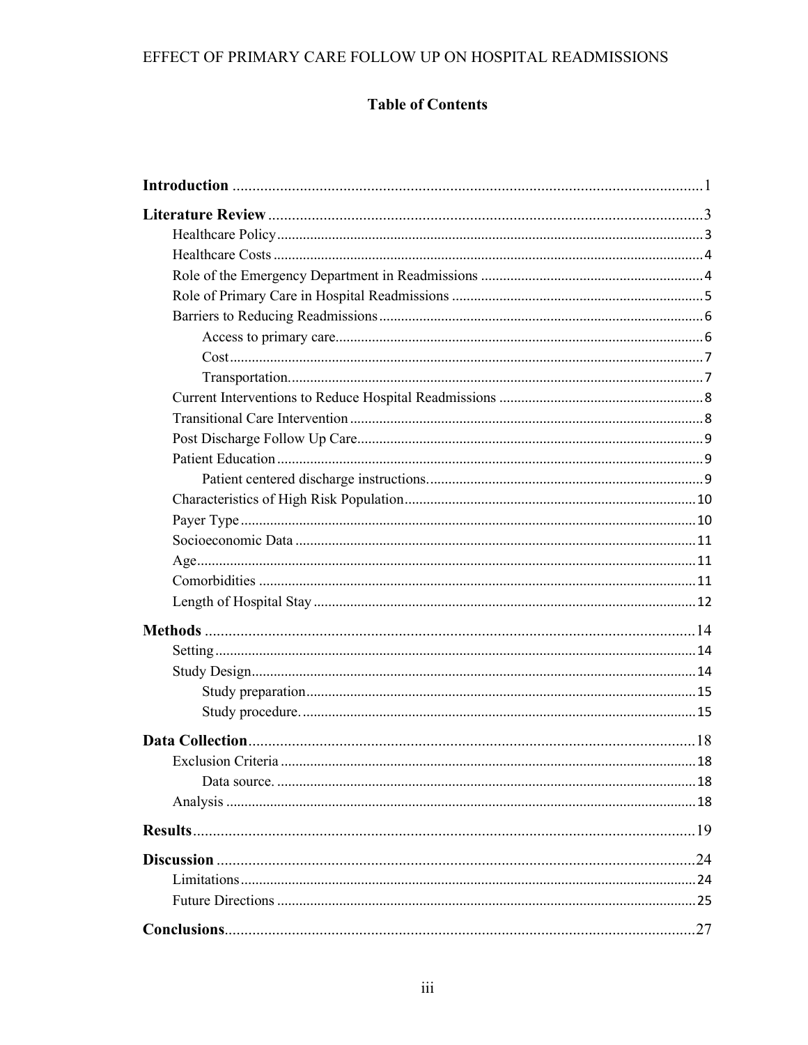# Table of Contents

**Introduction** ........................................................................................................ 1

**Literature Review** ............................................................................................... 3

- Healthcare Policy ............................................................................................ 3
- Healthcare Costs .............................................................................................. 4
- Role of the Emergency Department in Readmissions ........................................ 4
- Role of Primary Care in Hospital Readmissions ................................................ 5
- Barriers to Reducing Readmissions ................................................................... 6
  - Access to primary care ................................................................................ 6
  - Cost ............................................................................................................ 7
  - Transportation. ............................................................................................ 7
- Current Interventions to Reduce Hospital Readmissions ................................... 8
- Transitional Care Intervention ........................................................................... 8
- Post Discharge Follow Up Care ......................................................................... 9
- Patient Education .............................................................................................. 9
  - Patient centered discharge instructions. ....................................................... 9
- Characteristics of High Risk Population ............................................................ 10
- Payer Type ........................................................................................................ 10
- Socioeconomic Data ......................................................................................... 11
- Age ................................................................................................................... 11
- Comorbidities ................................................................................................... 11
- Length of Hospital Stay ..................................................................................... 12

**Methods** ............................................................................................................ 14

- Setting .............................................................................................................. 14
- Study Design ..................................................................................................... 14
  - Study preparation ........................................................................................ 15
  - Study procedure. .......................................................................................... 15

**Data Collection** .................................................................................................. 18

- Exclusion Criteria .............................................................................................. 18
  - Data source. ................................................................................................. 18
- Analysis ............................................................................................................ 18

**Results** .............................................................................................................. 19

**Discussion** .......................................................................................................... 24

- Limitations ........................................................................................................ 24
- Future Directions ............................................................................................... 25

**Conclusions** ........................................................................................................ 27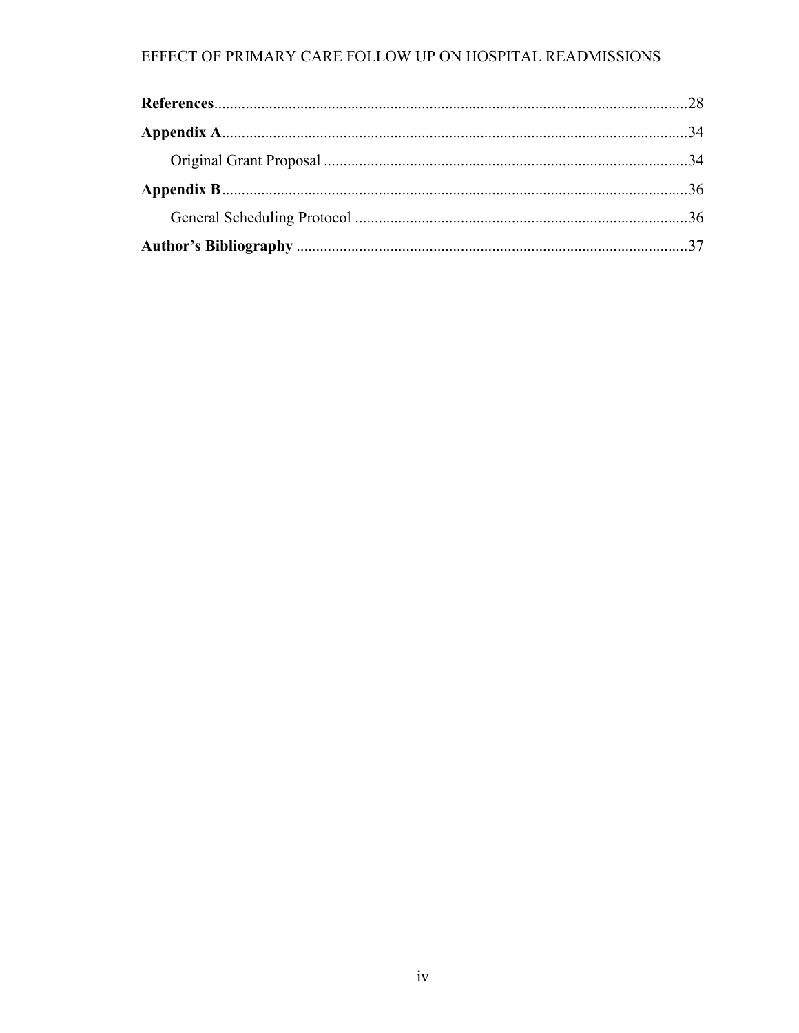**References**........................................................................................................................28

**Appendix A**......................................................................................................................34

Original Grant Proposal ............................................................................................34

**Appendix B**......................................................................................................................36

General Scheduling Protocol .....................................................................................36

**Author's Bibliography** ...................................................................................................37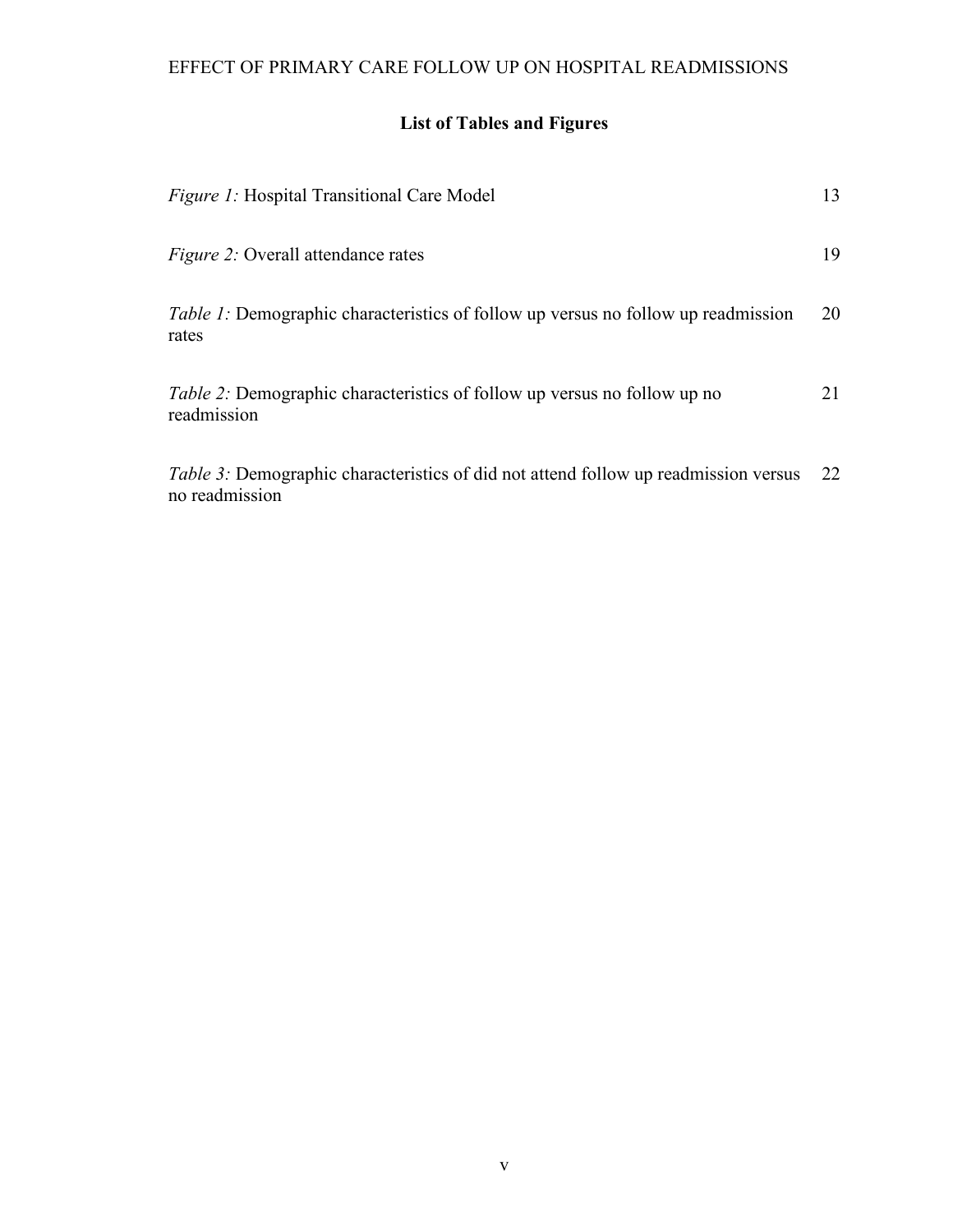## List of Tables and Figures

| | |
|---|---|
| *Figure 1:* Hospital Transitional Care Model | 13 |
| *Figure 2:* Overall attendance rates | 19 |
| *Table 1:* Demographic characteristics of follow up versus no follow up readmission rates | 20 |
| *Table 2:* Demographic characteristics of follow up versus no follow up no readmission | 21 |
| *Table 3:* Demographic characteristics of did not attend follow up readmission versus no readmission | 22 |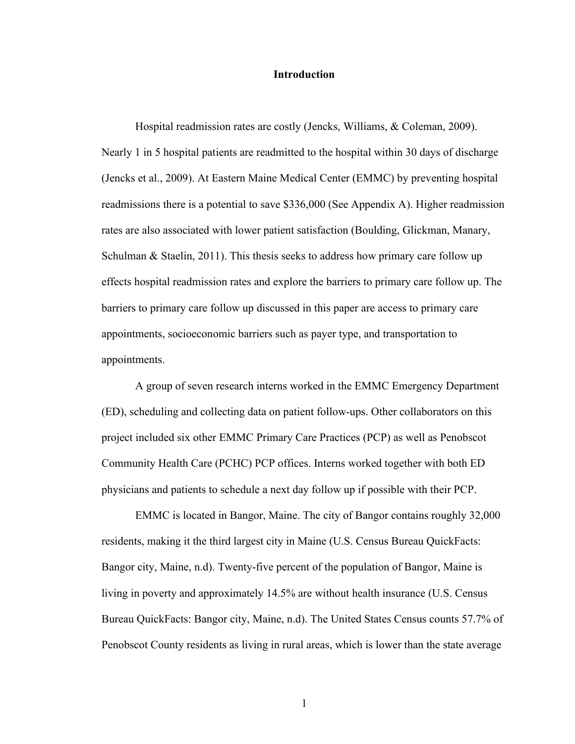# Introduction

Hospital readmission rates are costly (Jencks, Williams, & Coleman, 2009). Nearly 1 in 5 hospital patients are readmitted to the hospital within 30 days of discharge (Jencks et al., 2009). At Eastern Maine Medical Center (EMMC) by preventing hospital readmissions there is a potential to save $336,000 (See Appendix A). Higher readmission rates are also associated with lower patient satisfaction (Boulding, Glickman, Manary, Schulman & Staelin, 2011). This thesis seeks to address how primary care follow up effects hospital readmission rates and explore the barriers to primary care follow up. The barriers to primary care follow up discussed in this paper are access to primary care appointments, socioeconomic barriers such as payer type, and transportation to appointments.

A group of seven research interns worked in the EMMC Emergency Department (ED), scheduling and collecting data on patient follow-ups. Other collaborators on this project included six other EMMC Primary Care Practices (PCP) as well as Penobscot Community Health Care (PCHC) PCP offices. Interns worked together with both ED physicians and patients to schedule a next day follow up if possible with their PCP.

EMMC is located in Bangor, Maine. The city of Bangor contains roughly 32,000 residents, making it the third largest city in Maine (U.S. Census Bureau QuickFacts: Bangor city, Maine, n.d). Twenty-five percent of the population of Bangor, Maine is living in poverty and approximately 14.5% are without health insurance (U.S. Census Bureau QuickFacts: Bangor city, Maine, n.d). The United States Census counts 57.7% of Penobscot County residents as living in rural areas, which is lower than the state average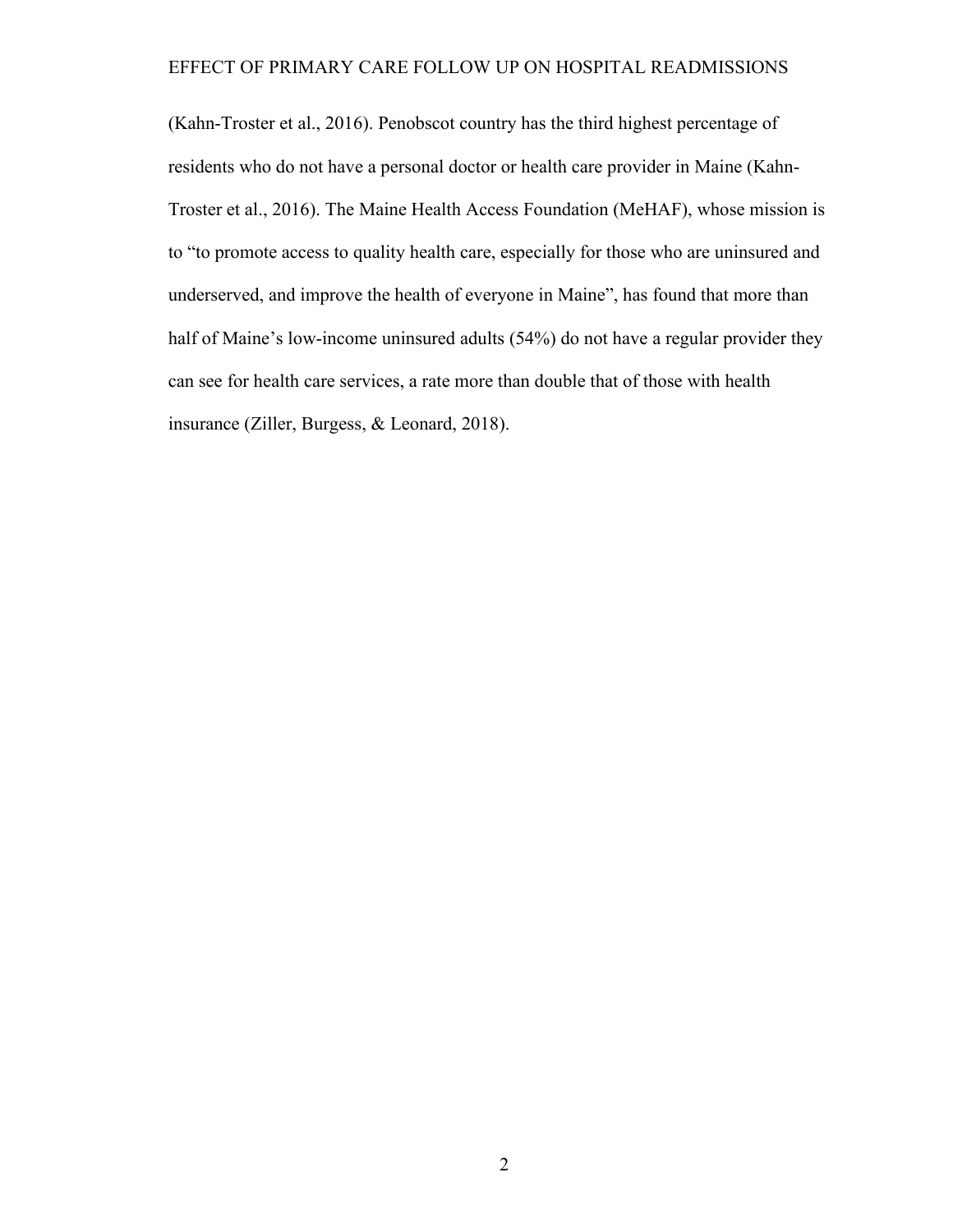(Kahn-Troster et al., 2016). Penobscot country has the third highest percentage of residents who do not have a personal doctor or health care provider in Maine (Kahn-Troster et al., 2016). The Maine Health Access Foundation (MeHAF), whose mission is to "to promote access to quality health care, especially for those who are uninsured and underserved, and improve the health of everyone in Maine", has found that more than half of Maine's low-income uninsured adults (54%) do not have a regular provider they can see for health care services, a rate more than double that of those with health insurance (Ziller, Burgess, & Leonard, 2018).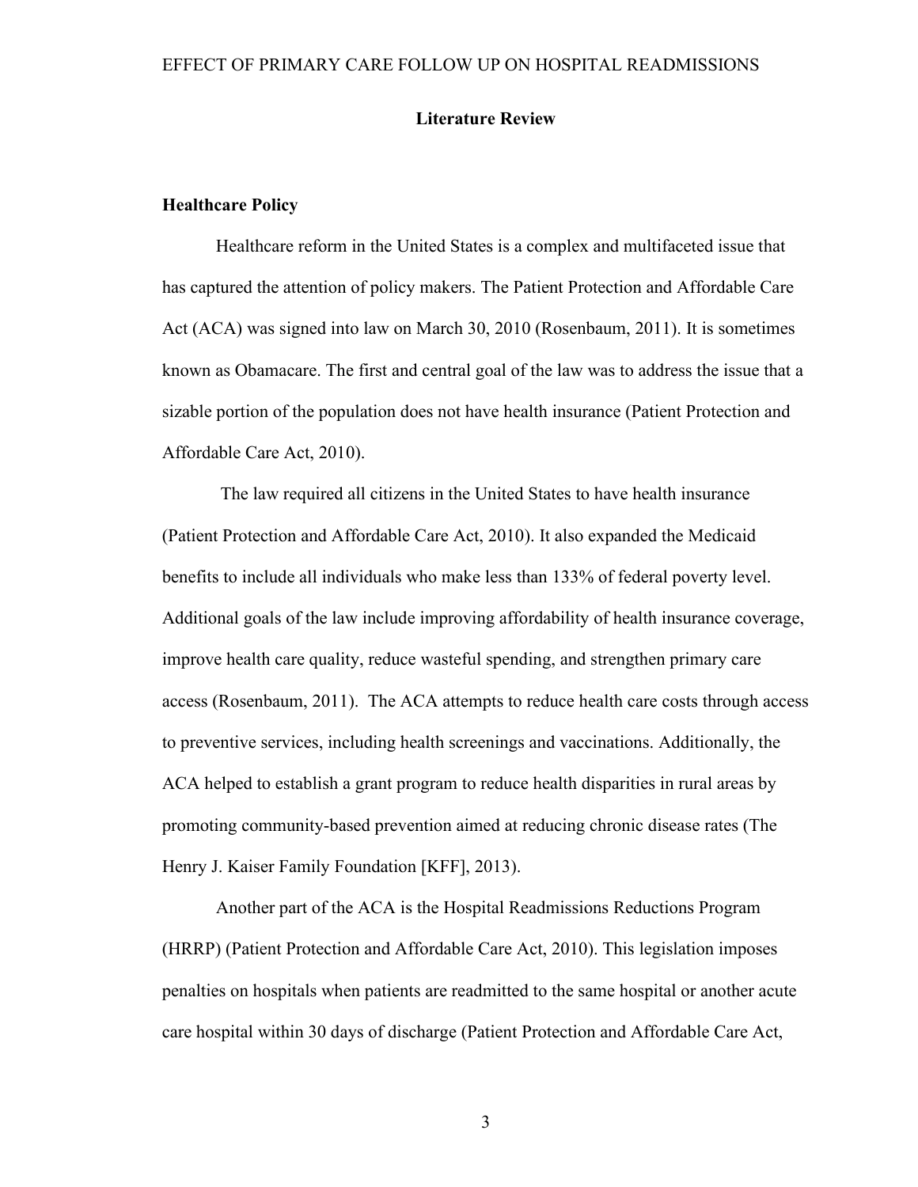## Literature Review

### Healthcare Policy

Healthcare reform in the United States is a complex and multifaceted issue that has captured the attention of policy makers. The Patient Protection and Affordable Care Act (ACA) was signed into law on March 30, 2010 (Rosenbaum, 2011). It is sometimes known as Obamacare. The first and central goal of the law was to address the issue that a sizable portion of the population does not have health insurance (Patient Protection and Affordable Care Act, 2010).

The law required all citizens in the United States to have health insurance (Patient Protection and Affordable Care Act, 2010). It also expanded the Medicaid benefits to include all individuals who make less than 133% of federal poverty level. Additional goals of the law include improving affordability of health insurance coverage, improve health care quality, reduce wasteful spending, and strengthen primary care access (Rosenbaum, 2011). The ACA attempts to reduce health care costs through access to preventive services, including health screenings and vaccinations. Additionally, the ACA helped to establish a grant program to reduce health disparities in rural areas by promoting community-based prevention aimed at reducing chronic disease rates (The Henry J. Kaiser Family Foundation [KFF], 2013).

Another part of the ACA is the Hospital Readmissions Reductions Program (HRRP) (Patient Protection and Affordable Care Act, 2010). This legislation imposes penalties on hospitals when patients are readmitted to the same hospital or another acute care hospital within 30 days of discharge (Patient Protection and Affordable Care Act,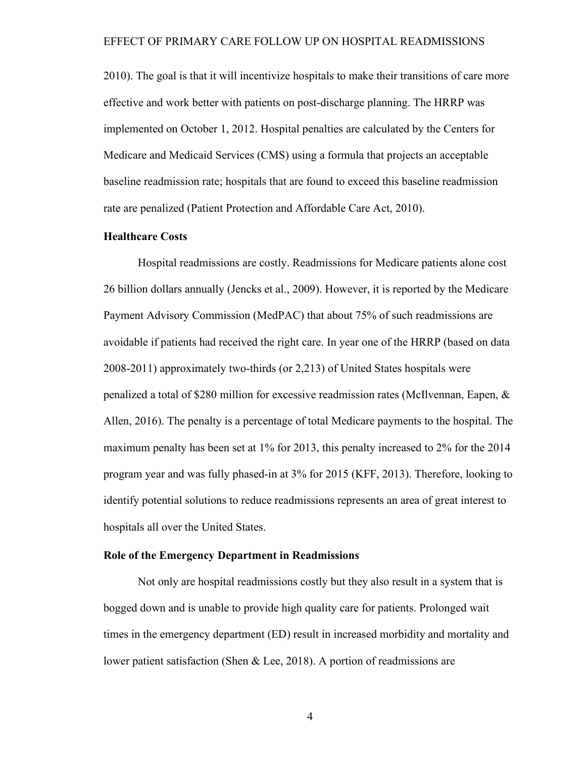2010). The goal is that it will incentivize hospitals to make their transitions of care more effective and work better with patients on post-discharge planning. The HRRP was implemented on October 1, 2012. Hospital penalties are calculated by the Centers for Medicare and Medicaid Services (CMS) using a formula that projects an acceptable baseline readmission rate; hospitals that are found to exceed this baseline readmission rate are penalized (Patient Protection and Affordable Care Act, 2010).

**Healthcare Costs**

Hospital readmissions are costly. Readmissions for Medicare patients alone cost 26 billion dollars annually (Jencks et al., 2009). However, it is reported by the Medicare Payment Advisory Commission (MedPAC) that about 75% of such readmissions are avoidable if patients had received the right care. In year one of the HRRP (based on data 2008-2011) approximately two-thirds (or 2,213) of United States hospitals were penalized a total of $280 million for excessive readmission rates (McIlvennan, Eapen, & Allen, 2016). The penalty is a percentage of total Medicare payments to the hospital. The maximum penalty has been set at 1% for 2013, this penalty increased to 2% for the 2014 program year and was fully phased-in at 3% for 2015 (KFF, 2013). Therefore, looking to identify potential solutions to reduce readmissions represents an area of great interest to hospitals all over the United States.

**Role of the Emergency Department in Readmissions**

Not only are hospital readmissions costly but they also result in a system that is bogged down and is unable to provide high quality care for patients. Prolonged wait times in the emergency department (ED) result in increased morbidity and mortality and lower patient satisfaction (Shen & Lee, 2018). A portion of readmissions are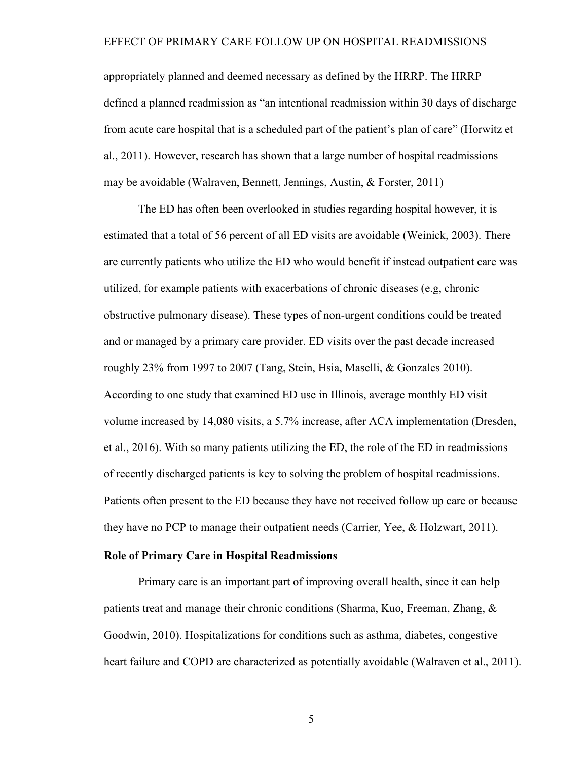appropriately planned and deemed necessary as defined by the HRRP. The HRRP defined a planned readmission as "an intentional readmission within 30 days of discharge from acute care hospital that is a scheduled part of the patient's plan of care" (Horwitz et al., 2011). However, research has shown that a large number of hospital readmissions may be avoidable (Walraven, Bennett, Jennings, Austin, & Forster, 2011)

The ED has often been overlooked in studies regarding hospital however, it is estimated that a total of 56 percent of all ED visits are avoidable (Weinick, 2003). There are currently patients who utilize the ED who would benefit if instead outpatient care was utilized, for example patients with exacerbations of chronic diseases (e.g, chronic obstructive pulmonary disease). These types of non-urgent conditions could be treated and or managed by a primary care provider. ED visits over the past decade increased roughly 23% from 1997 to 2007 (Tang, Stein, Hsia, Maselli, & Gonzales 2010). According to one study that examined ED use in Illinois, average monthly ED visit volume increased by 14,080 visits, a 5.7% increase, after ACA implementation (Dresden, et al., 2016). With so many patients utilizing the ED, the role of the ED in readmissions of recently discharged patients is key to solving the problem of hospital readmissions. Patients often present to the ED because they have not received follow up care or because they have no PCP to manage their outpatient needs (Carrier, Yee, & Holzwart, 2011).

**Role of Primary Care in Hospital Readmissions**

Primary care is an important part of improving overall health, since it can help patients treat and manage their chronic conditions (Sharma, Kuo, Freeman, Zhang, & Goodwin, 2010). Hospitalizations for conditions such as asthma, diabetes, congestive heart failure and COPD are characterized as potentially avoidable (Walraven et al., 2011).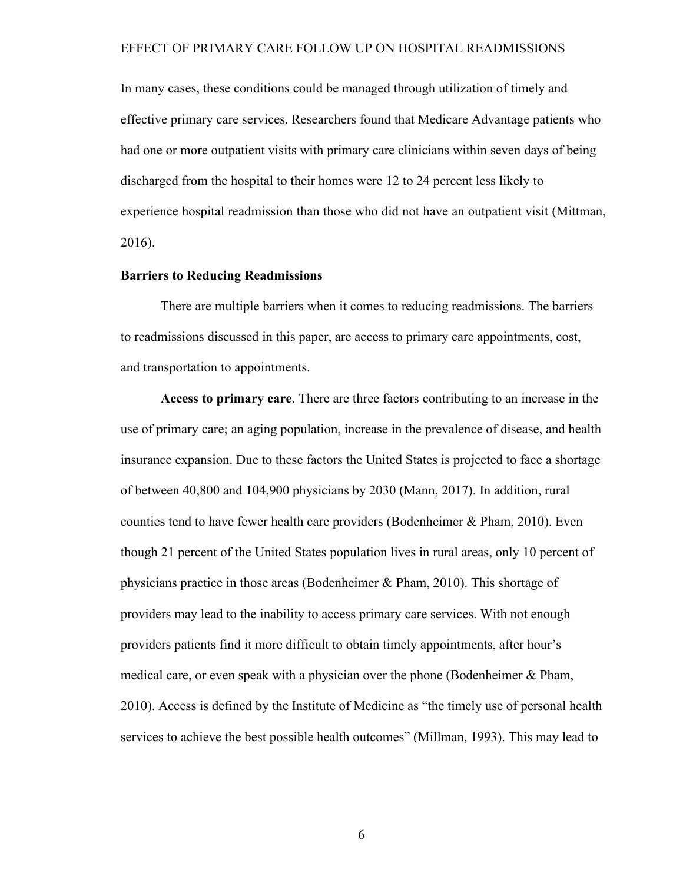In many cases, these conditions could be managed through utilization of timely and effective primary care services. Researchers found that Medicare Advantage patients who had one or more outpatient visits with primary care clinicians within seven days of being discharged from the hospital to their homes were 12 to 24 percent less likely to experience hospital readmission than those who did not have an outpatient visit (Mittman, 2016).

## Barriers to Reducing Readmissions

There are multiple barriers when it comes to reducing readmissions. The barriers to readmissions discussed in this paper, are access to primary care appointments, cost, and transportation to appointments.

**Access to primary care**. There are three factors contributing to an increase in the use of primary care; an aging population, increase in the prevalence of disease, and health insurance expansion. Due to these factors the United States is projected to face a shortage of between 40,800 and 104,900 physicians by 2030 (Mann, 2017). In addition, rural counties tend to have fewer health care providers (Bodenheimer & Pham, 2010). Even though 21 percent of the United States population lives in rural areas, only 10 percent of physicians practice in those areas (Bodenheimer & Pham, 2010). This shortage of providers may lead to the inability to access primary care services. With not enough providers patients find it more difficult to obtain timely appointments, after hour's medical care, or even speak with a physician over the phone (Bodenheimer & Pham, 2010). Access is defined by the Institute of Medicine as "the timely use of personal health services to achieve the best possible health outcomes" (Millman, 1993). This may lead to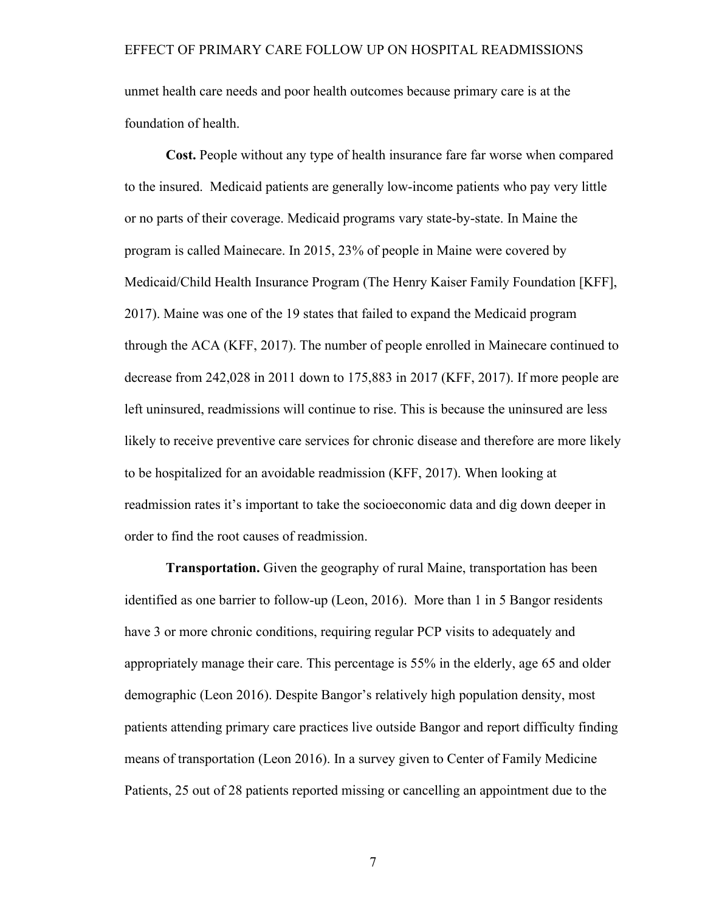unmet health care needs and poor health outcomes because primary care is at the foundation of health.

**Cost.** People without any type of health insurance fare far worse when compared to the insured. Medicaid patients are generally low-income patients who pay very little or no parts of their coverage. Medicaid programs vary state-by-state. In Maine the program is called Mainecare. In 2015, 23% of people in Maine were covered by Medicaid/Child Health Insurance Program (The Henry Kaiser Family Foundation [KFF], 2017). Maine was one of the 19 states that failed to expand the Medicaid program through the ACA (KFF, 2017). The number of people enrolled in Mainecare continued to decrease from 242,028 in 2011 down to 175,883 in 2017 (KFF, 2017). If more people are left uninsured, readmissions will continue to rise. This is because the uninsured are less likely to receive preventive care services for chronic disease and therefore are more likely to be hospitalized for an avoidable readmission (KFF, 2017). When looking at readmission rates it's important to take the socioeconomic data and dig down deeper in order to find the root causes of readmission.

**Transportation.** Given the geography of rural Maine, transportation has been identified as one barrier to follow-up (Leon, 2016). More than 1 in 5 Bangor residents have 3 or more chronic conditions, requiring regular PCP visits to adequately and appropriately manage their care. This percentage is 55% in the elderly, age 65 and older demographic (Leon 2016). Despite Bangor's relatively high population density, most patients attending primary care practices live outside Bangor and report difficulty finding means of transportation (Leon 2016). In a survey given to Center of Family Medicine Patients, 25 out of 28 patients reported missing or cancelling an appointment due to the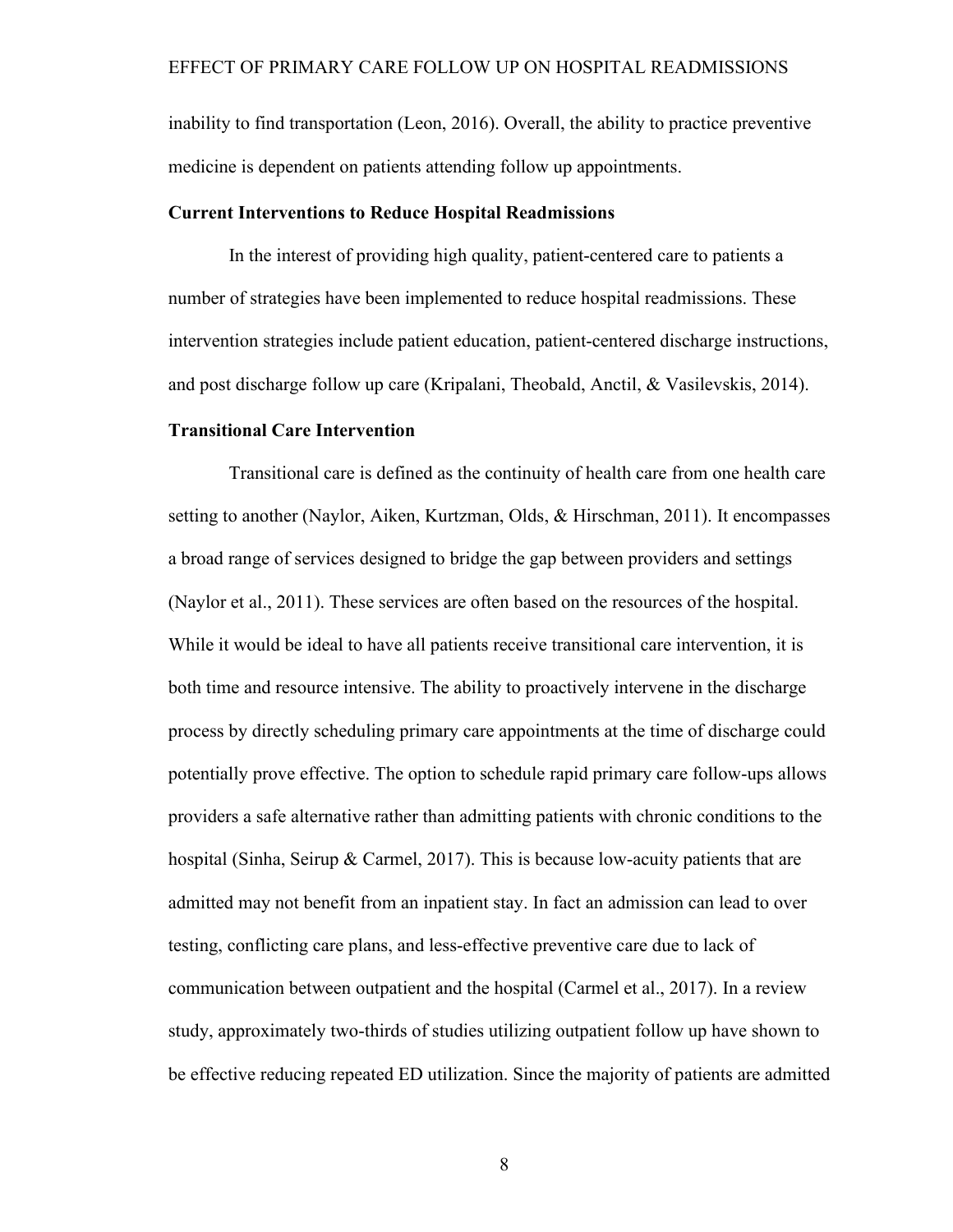inability to find transportation (Leon, 2016). Overall, the ability to practice preventive medicine is dependent on patients attending follow up appointments.

**Current Interventions to Reduce Hospital Readmissions**

In the interest of providing high quality, patient-centered care to patients a number of strategies have been implemented to reduce hospital readmissions. These intervention strategies include patient education, patient-centered discharge instructions, and post discharge follow up care (Kripalani, Theobald, Anctil, & Vasilevskis, 2014).

**Transitional Care Intervention**

Transitional care is defined as the continuity of health care from one health care setting to another (Naylor, Aiken, Kurtzman, Olds, & Hirschman, 2011). It encompasses a broad range of services designed to bridge the gap between providers and settings (Naylor et al., 2011). These services are often based on the resources of the hospital. While it would be ideal to have all patients receive transitional care intervention, it is both time and resource intensive. The ability to proactively intervene in the discharge process by directly scheduling primary care appointments at the time of discharge could potentially prove effective. The option to schedule rapid primary care follow-ups allows providers a safe alternative rather than admitting patients with chronic conditions to the hospital (Sinha, Seirup & Carmel, 2017). This is because low-acuity patients that are admitted may not benefit from an inpatient stay. In fact an admission can lead to over testing, conflicting care plans, and less-effective preventive care due to lack of communication between outpatient and the hospital (Carmel et al., 2017). In a review study, approximately two-thirds of studies utilizing outpatient follow up have shown to be effective reducing repeated ED utilization. Since the majority of patients are admitted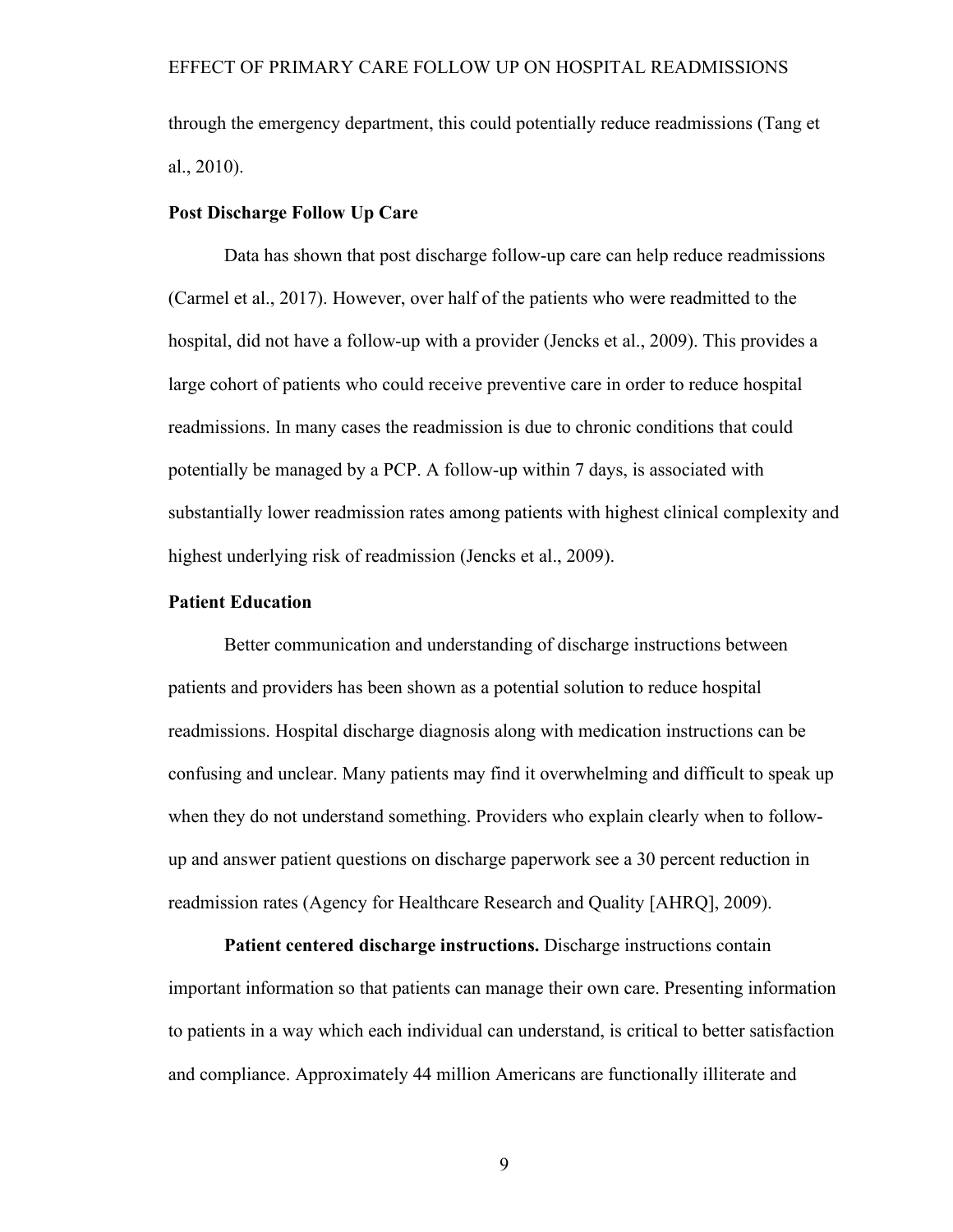through the emergency department, this could potentially reduce readmissions (Tang et al., 2010).

## Post Discharge Follow Up Care

Data has shown that post discharge follow-up care can help reduce readmissions (Carmel et al., 2017). However, over half of the patients who were readmitted to the hospital, did not have a follow-up with a provider (Jencks et al., 2009). This provides a large cohort of patients who could receive preventive care in order to reduce hospital readmissions. In many cases the readmission is due to chronic conditions that could potentially be managed by a PCP. A follow-up within 7 days, is associated with substantially lower readmission rates among patients with highest clinical complexity and highest underlying risk of readmission (Jencks et al., 2009).

## Patient Education

Better communication and understanding of discharge instructions between patients and providers has been shown as a potential solution to reduce hospital readmissions. Hospital discharge diagnosis along with medication instructions can be confusing and unclear. Many patients may find it overwhelming and difficult to speak up when they do not understand something. Providers who explain clearly when to follow-up and answer patient questions on discharge paperwork see a 30 percent reduction in readmission rates (Agency for Healthcare Research and Quality [AHRQ], 2009).

**Patient centered discharge instructions.** Discharge instructions contain important information so that patients can manage their own care. Presenting information to patients in a way which each individual can understand, is critical to better satisfaction and compliance. Approximately 44 million Americans are functionally illiterate and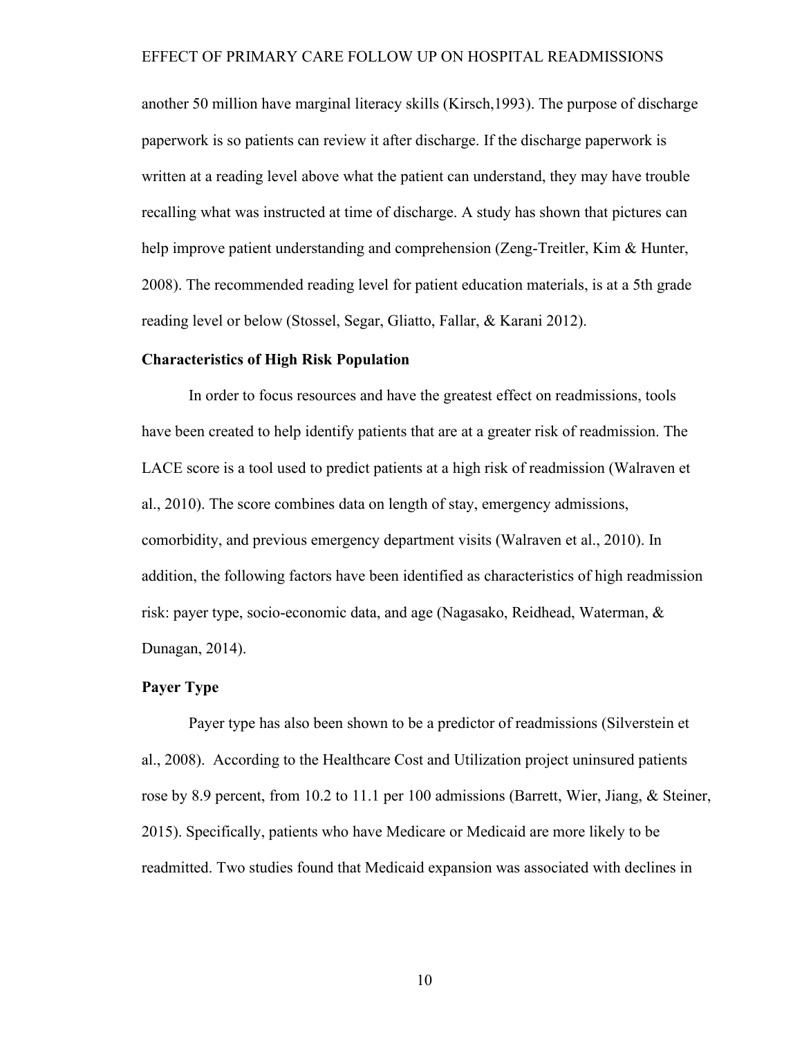another 50 million have marginal literacy skills (Kirsch,1993). The purpose of discharge paperwork is so patients can review it after discharge. If the discharge paperwork is written at a reading level above what the patient can understand, they may have trouble recalling what was instructed at time of discharge. A study has shown that pictures can help improve patient understanding and comprehension (Zeng-Treitler, Kim & Hunter, 2008). The recommended reading level for patient education materials, is at a 5th grade reading level or below (Stossel, Segar, Gliatto, Fallar, & Karani 2012).

**Characteristics of High Risk Population**

In order to focus resources and have the greatest effect on readmissions, tools have been created to help identify patients that are at a greater risk of readmission. The LACE score is a tool used to predict patients at a high risk of readmission (Walraven et al., 2010). The score combines data on length of stay, emergency admissions, comorbidity, and previous emergency department visits (Walraven et al., 2010). In addition, the following factors have been identified as characteristics of high readmission risk: payer type, socio-economic data, and age (Nagasako, Reidhead, Waterman, & Dunagan, 2014).

**Payer Type**

Payer type has also been shown to be a predictor of readmissions (Silverstein et al., 2008). According to the Healthcare Cost and Utilization project uninsured patients rose by 8.9 percent, from 10.2 to 11.1 per 100 admissions (Barrett, Wier, Jiang, & Steiner, 2015). Specifically, patients who have Medicare or Medicaid are more likely to be readmitted. Two studies found that Medicaid expansion was associated with declines in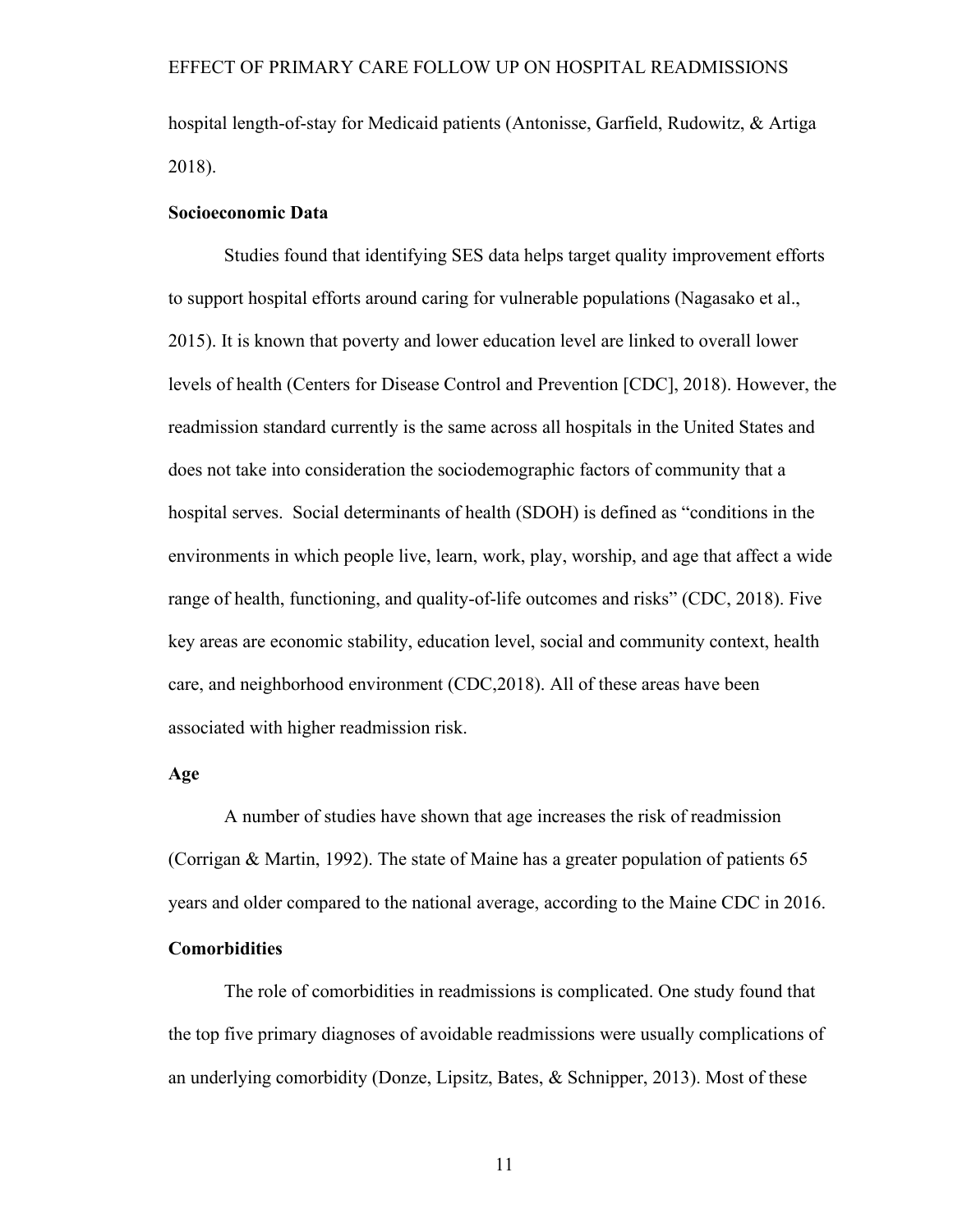hospital length-of-stay for Medicaid patients (Antonisse, Garfield, Rudowitz, & Artiga 2018).

### Socioeconomic Data

Studies found that identifying SES data helps target quality improvement efforts to support hospital efforts around caring for vulnerable populations (Nagasako et al., 2015). It is known that poverty and lower education level are linked to overall lower levels of health (Centers for Disease Control and Prevention [CDC], 2018). However, the readmission standard currently is the same across all hospitals in the United States and does not take into consideration the sociodemographic factors of community that a hospital serves. Social determinants of health (SDOH) is defined as "conditions in the environments in which people live, learn, work, play, worship, and age that affect a wide range of health, functioning, and quality-of-life outcomes and risks" (CDC, 2018). Five key areas are economic stability, education level, social and community context, health care, and neighborhood environment (CDC,2018). All of these areas have been associated with higher readmission risk.

### Age

A number of studies have shown that age increases the risk of readmission (Corrigan & Martin, 1992). The state of Maine has a greater population of patients 65 years and older compared to the national average, according to the Maine CDC in 2016.

### Comorbidities

The role of comorbidities in readmissions is complicated. One study found that the top five primary diagnoses of avoidable readmissions were usually complications of an underlying comorbidity (Donze, Lipsitz, Bates, & Schnipper, 2013). Most of these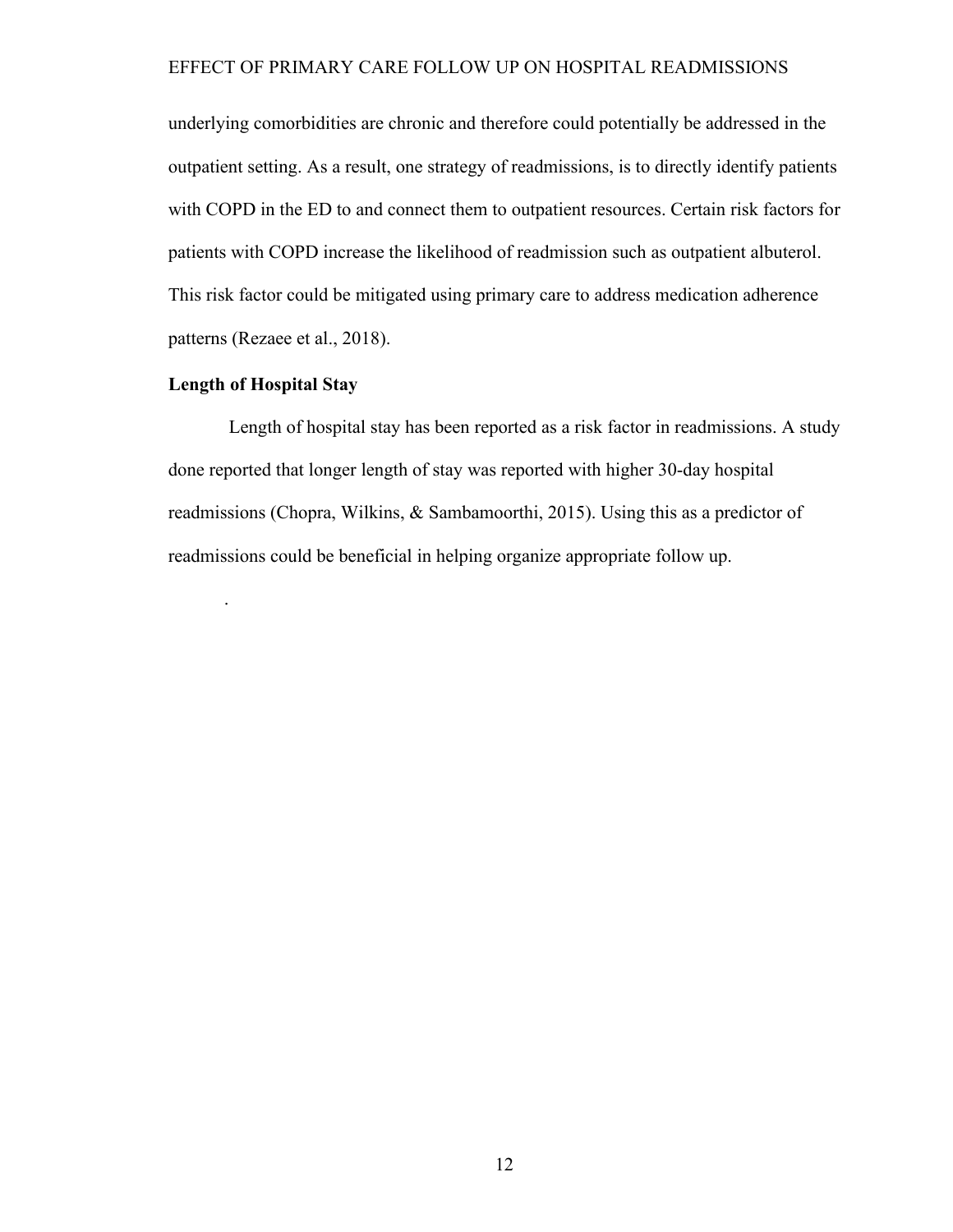underlying comorbidities are chronic and therefore could potentially be addressed in the outpatient setting. As a result, one strategy of readmissions, is to directly identify patients with COPD in the ED to and connect them to outpatient resources. Certain risk factors for patients with COPD increase the likelihood of readmission such as outpatient albuterol. This risk factor could be mitigated using primary care to address medication adherence patterns (Rezaee et al., 2018).

**Length of Hospital Stay**

Length of hospital stay has been reported as a risk factor in readmissions. A study done reported that longer length of stay was reported with higher 30-day hospital readmissions (Chopra, Wilkins, & Sambamoorthi, 2015). Using this as a predictor of readmissions could be beneficial in helping organize appropriate follow up.

.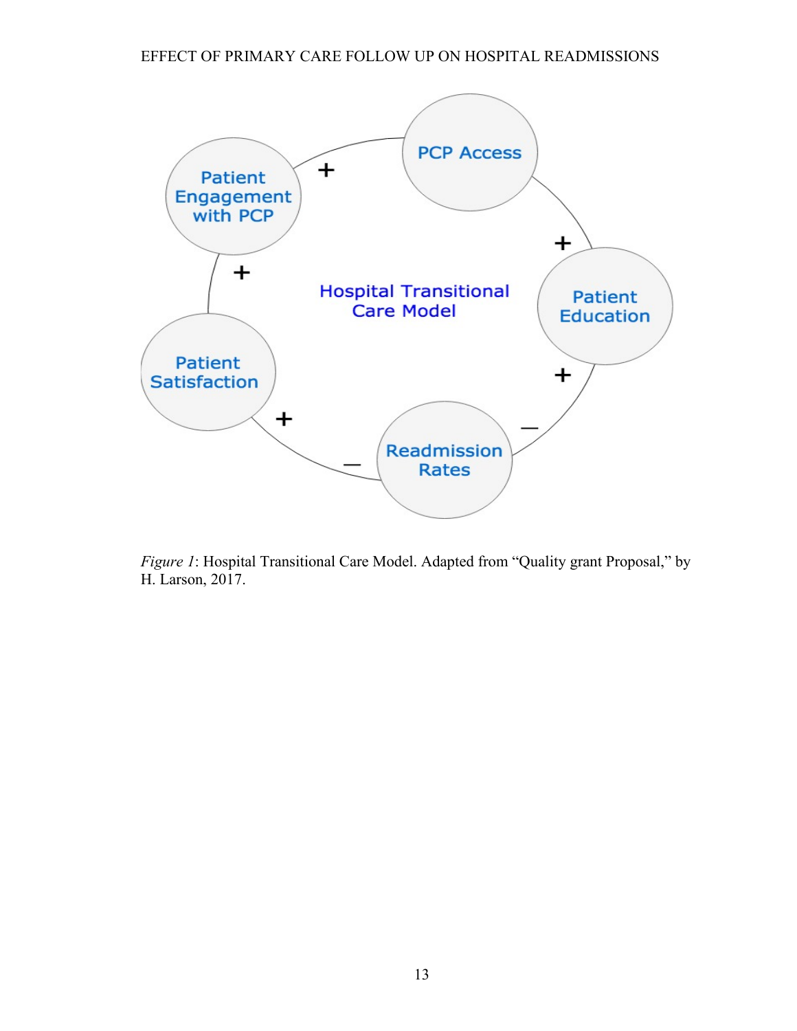*Figure 1*: Hospital Transitional Care Model. Adapted from "Quality grant Proposal," by H. Larson, 2017.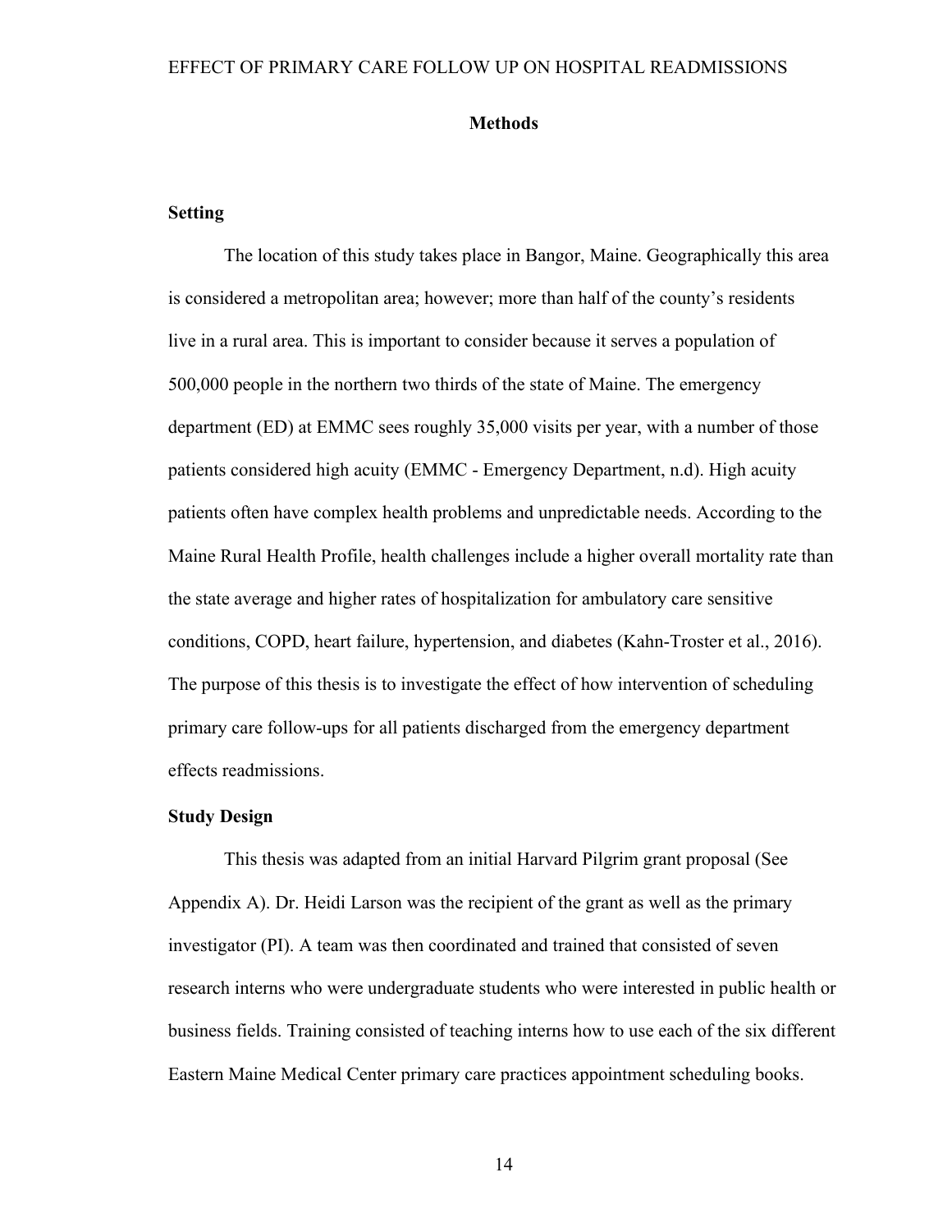## Methods

### Setting

The location of this study takes place in Bangor, Maine. Geographically this area is considered a metropolitan area; however; more than half of the county's residents live in a rural area. This is important to consider because it serves a population of 500,000 people in the northern two thirds of the state of Maine. The emergency department (ED) at EMMC sees roughly 35,000 visits per year, with a number of those patients considered high acuity (EMMC - Emergency Department, n.d). High acuity patients often have complex health problems and unpredictable needs. According to the Maine Rural Health Profile, health challenges include a higher overall mortality rate than the state average and higher rates of hospitalization for ambulatory care sensitive conditions, COPD, heart failure, hypertension, and diabetes (Kahn-Troster et al., 2016). The purpose of this thesis is to investigate the effect of how intervention of scheduling primary care follow-ups for all patients discharged from the emergency department effects readmissions.

### Study Design

This thesis was adapted from an initial Harvard Pilgrim grant proposal (See Appendix A). Dr. Heidi Larson was the recipient of the grant as well as the primary investigator (PI). A team was then coordinated and trained that consisted of seven research interns who were undergraduate students who were interested in public health or business fields. Training consisted of teaching interns how to use each of the six different Eastern Maine Medical Center primary care practices appointment scheduling books.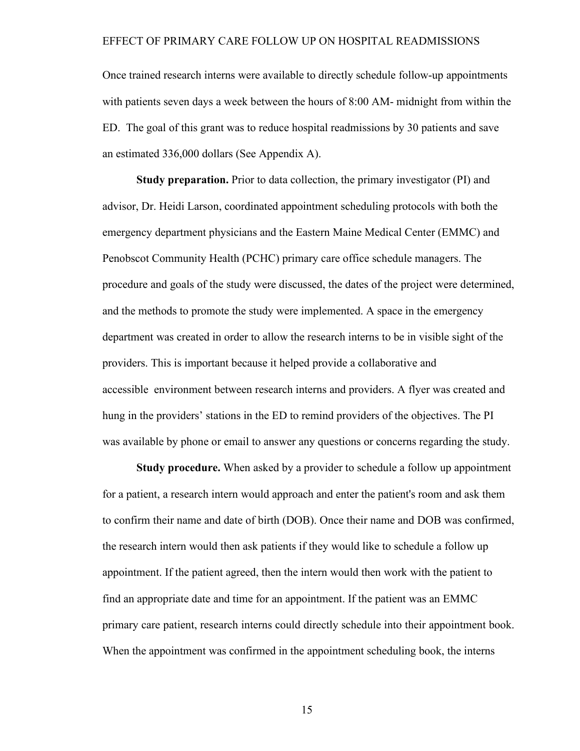Once trained research interns were available to directly schedule follow-up appointments with patients seven days a week between the hours of 8:00 AM- midnight from within the ED. The goal of this grant was to reduce hospital readmissions by 30 patients and save an estimated 336,000 dollars (See Appendix A).

**Study preparation.** Prior to data collection, the primary investigator (PI) and advisor, Dr. Heidi Larson, coordinated appointment scheduling protocols with both the emergency department physicians and the Eastern Maine Medical Center (EMMC) and Penobscot Community Health (PCHC) primary care office schedule managers. The procedure and goals of the study were discussed, the dates of the project were determined, and the methods to promote the study were implemented. A space in the emergency department was created in order to allow the research interns to be in visible sight of the providers. This is important because it helped provide a collaborative and accessible environment between research interns and providers. A flyer was created and hung in the providers' stations in the ED to remind providers of the objectives. The PI was available by phone or email to answer any questions or concerns regarding the study.

**Study procedure.** When asked by a provider to schedule a follow up appointment for a patient, a research intern would approach and enter the patient's room and ask them to confirm their name and date of birth (DOB). Once their name and DOB was confirmed, the research intern would then ask patients if they would like to schedule a follow up appointment. If the patient agreed, then the intern would then work with the patient to find an appropriate date and time for an appointment. If the patient was an EMMC primary care patient, research interns could directly schedule into their appointment book. When the appointment was confirmed in the appointment scheduling book, the interns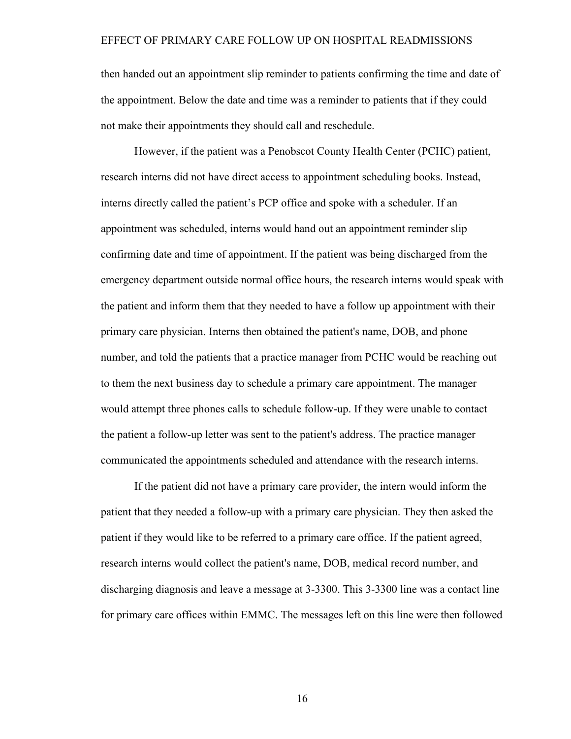then handed out an appointment slip reminder to patients confirming the time and date of the appointment. Below the date and time was a reminder to patients that if they could not make their appointments they should call and reschedule.

However, if the patient was a Penobscot County Health Center (PCHC) patient, research interns did not have direct access to appointment scheduling books. Instead, interns directly called the patient's PCP office and spoke with a scheduler. If an appointment was scheduled, interns would hand out an appointment reminder slip confirming date and time of appointment. If the patient was being discharged from the emergency department outside normal office hours, the research interns would speak with the patient and inform them that they needed to have a follow up appointment with their primary care physician. Interns then obtained the patient's name, DOB, and phone number, and told the patients that a practice manager from PCHC would be reaching out to them the next business day to schedule a primary care appointment. The manager would attempt three phones calls to schedule follow-up. If they were unable to contact the patient a follow-up letter was sent to the patient's address. The practice manager communicated the appointments scheduled and attendance with the research interns.

If the patient did not have a primary care provider, the intern would inform the patient that they needed a follow-up with a primary care physician. They then asked the patient if they would like to be referred to a primary care office. If the patient agreed, research interns would collect the patient's name, DOB, medical record number, and discharging diagnosis and leave a message at 3-3300. This 3-3300 line was a contact line for primary care offices within EMMC. The messages left on this line were then followed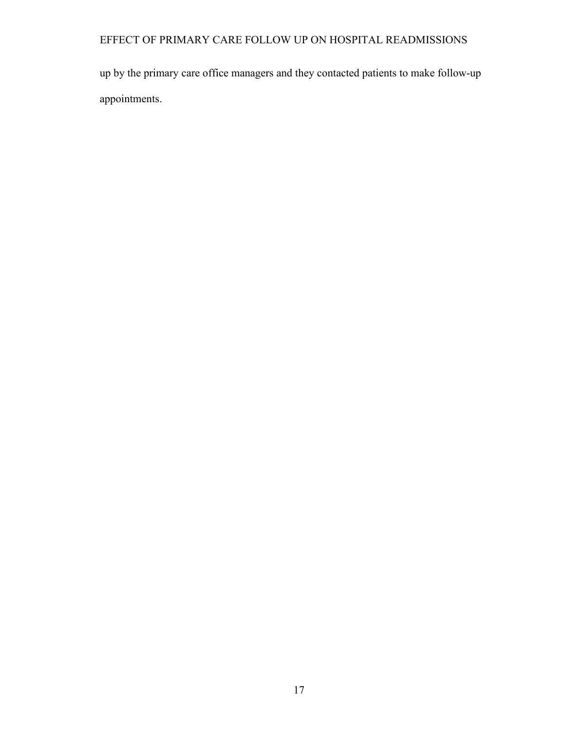up by the primary care office managers and they contacted patients to make follow-up appointments.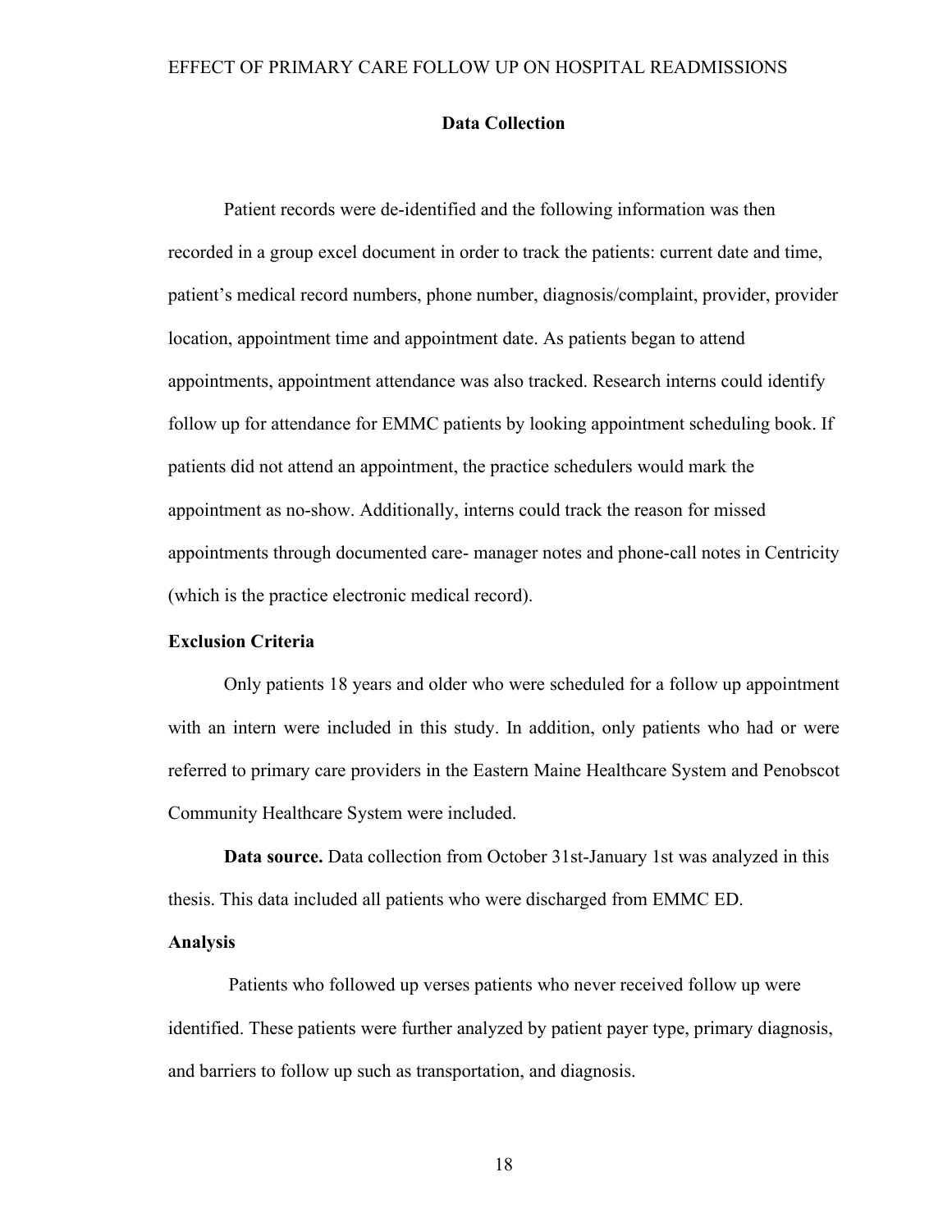## Data Collection

Patient records were de-identified and the following information was then recorded in a group excel document in order to track the patients: current date and time, patient's medical record numbers, phone number, diagnosis/complaint, provider, provider location, appointment time and appointment date. As patients began to attend appointments, appointment attendance was also tracked. Research interns could identify follow up for attendance for EMMC patients by looking appointment scheduling book. If patients did not attend an appointment, the practice schedulers would mark the appointment as no-show. Additionally, interns could track the reason for missed appointments through documented care- manager notes and phone-call notes in Centricity (which is the practice electronic medical record).

### Exclusion Criteria

Only patients 18 years and older who were scheduled for a follow up appointment with an intern were included in this study. In addition, only patients who had or were referred to primary care providers in the Eastern Maine Healthcare System and Penobscot Community Healthcare System were included.

**Data source.** Data collection from October 31st-January 1st was analyzed in this thesis. This data included all patients who were discharged from EMMC ED.

### Analysis

Patients who followed up verses patients who never received follow up were identified. These patients were further analyzed by patient payer type, primary diagnosis, and barriers to follow up such as transportation, and diagnosis.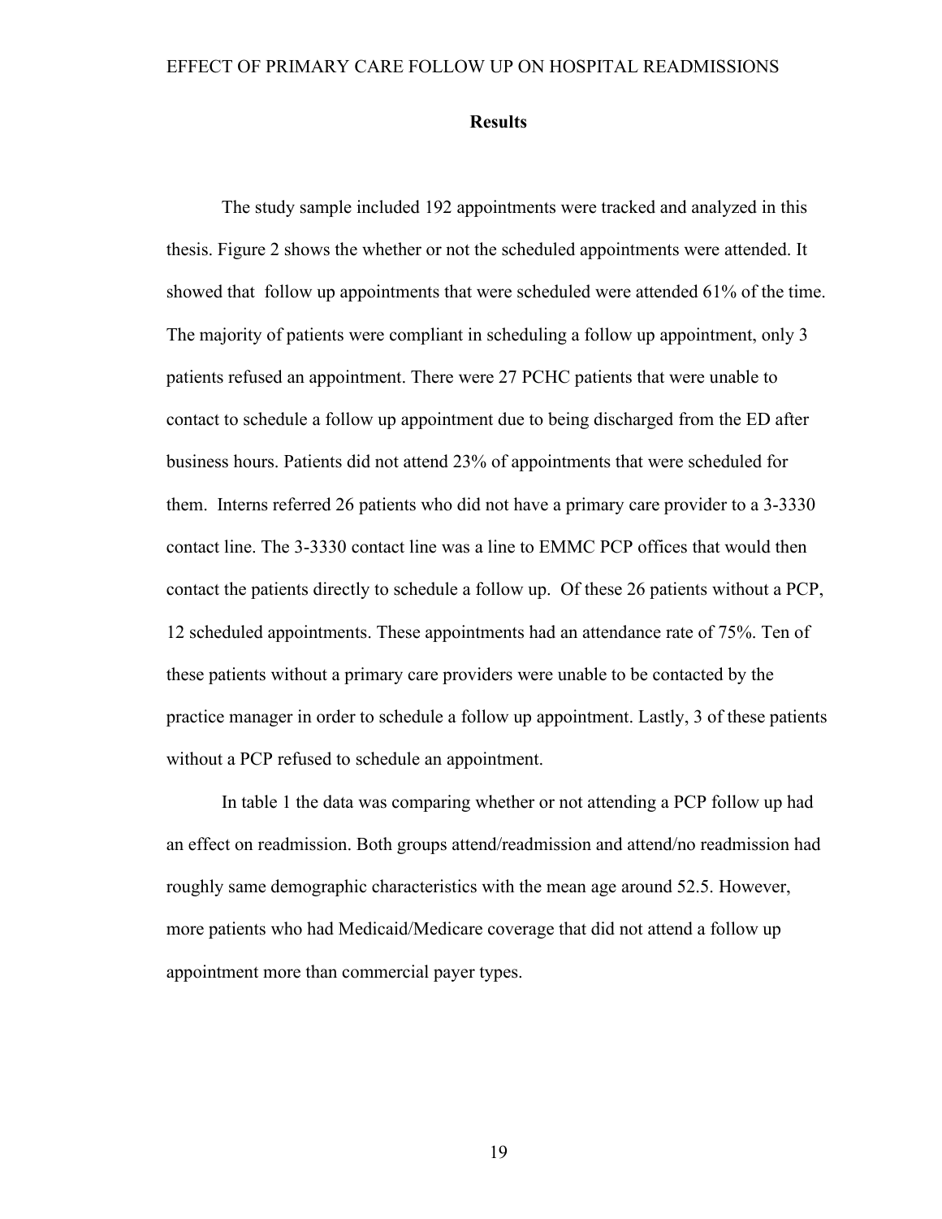## Results

The study sample included 192 appointments were tracked and analyzed in this thesis. Figure 2 shows the whether or not the scheduled appointments were attended. It showed that follow up appointments that were scheduled were attended 61% of the time. The majority of patients were compliant in scheduling a follow up appointment, only 3 patients refused an appointment. There were 27 PCHC patients that were unable to contact to schedule a follow up appointment due to being discharged from the ED after business hours. Patients did not attend 23% of appointments that were scheduled for them. Interns referred 26 patients who did not have a primary care provider to a 3-3330 contact line. The 3-3330 contact line was a line to EMMC PCP offices that would then contact the patients directly to schedule a follow up. Of these 26 patients without a PCP, 12 scheduled appointments. These appointments had an attendance rate of 75%. Ten of these patients without a primary care providers were unable to be contacted by the practice manager in order to schedule a follow up appointment. Lastly, 3 of these patients without a PCP refused to schedule an appointment.

In table 1 the data was comparing whether or not attending a PCP follow up had an effect on readmission. Both groups attend/readmission and attend/no readmission had roughly same demographic characteristics with the mean age around 52.5. However, more patients who had Medicaid/Medicare coverage that did not attend a follow up appointment more than commercial payer types.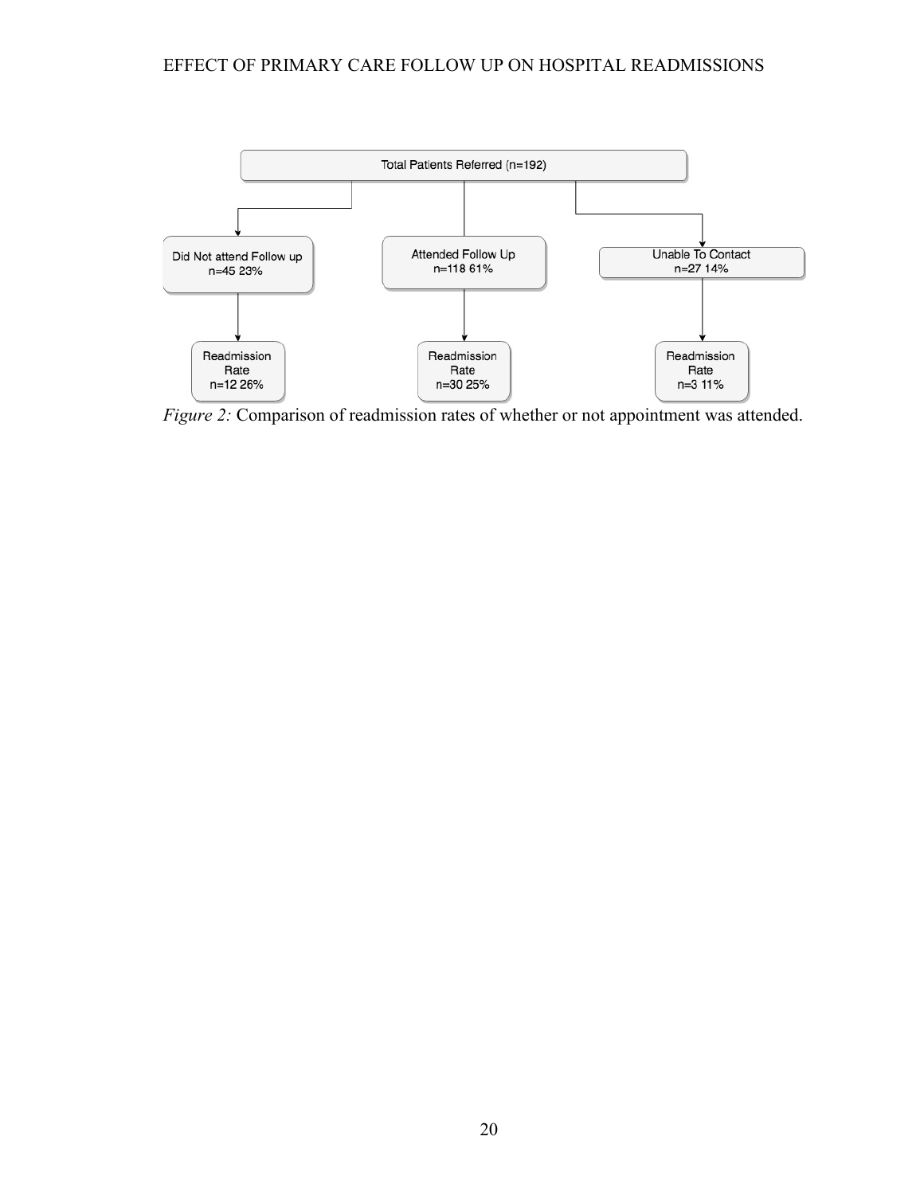Total Patients Referred (n=192)

- Did Not attend Follow up n=45 23%
  - Readmission Rate n=12 26%
- Attended Follow Up n=118 61%
  - Readmission Rate n=30 25%
- Unable To Contact n=27 14%
  - Readmission Rate n=3 11%

*Figure 2:* Comparison of readmission rates of whether or not appointment was attended.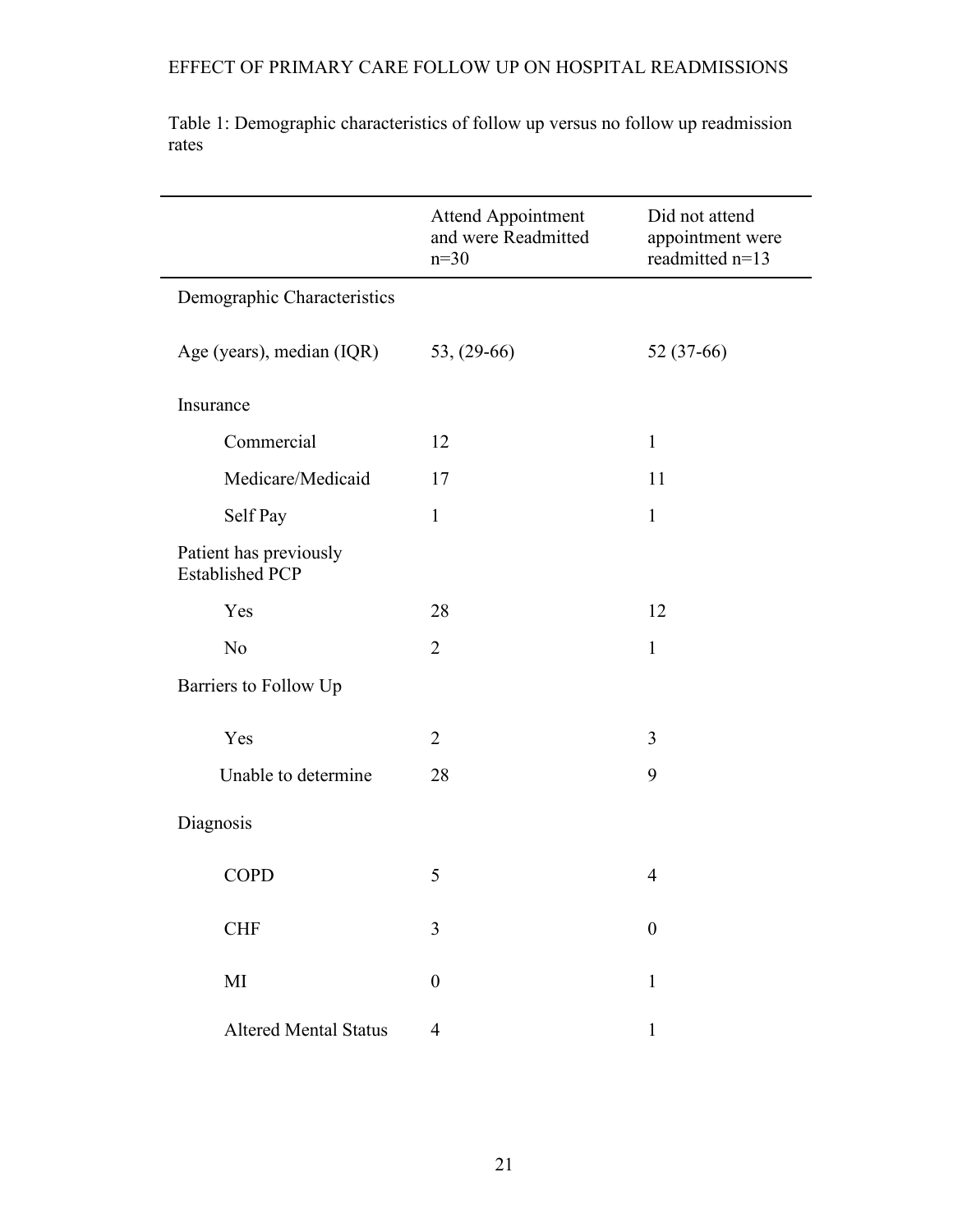Table 1: Demographic characteristics of follow up versus no follow up readmission rates

| | Attend Appointment and were Readmitted n=30 | Did not attend appointment were readmitted n=13 |
|---|---|---|
| Demographic Characteristics | | |
| Age (years), median (IQR) | 53, (29-66) | 52 (37-66) |
| Insurance | | |
| Commercial | 12 | 1 |
| Medicare/Medicaid | 17 | 11 |
| Self Pay | 1 | 1 |
| Patient has previously Established PCP | | |
| Yes | 28 | 12 |
| No | 2 | 1 |
| Barriers to Follow Up | | |
| Yes | 2 | 3 |
| Unable to determine | 28 | 9 |
| Diagnosis | | |
| COPD | 5 | 4 |
| CHF | 3 | 0 |
| MI | 0 | 1 |
| Altered Mental Status | 4 | 1 |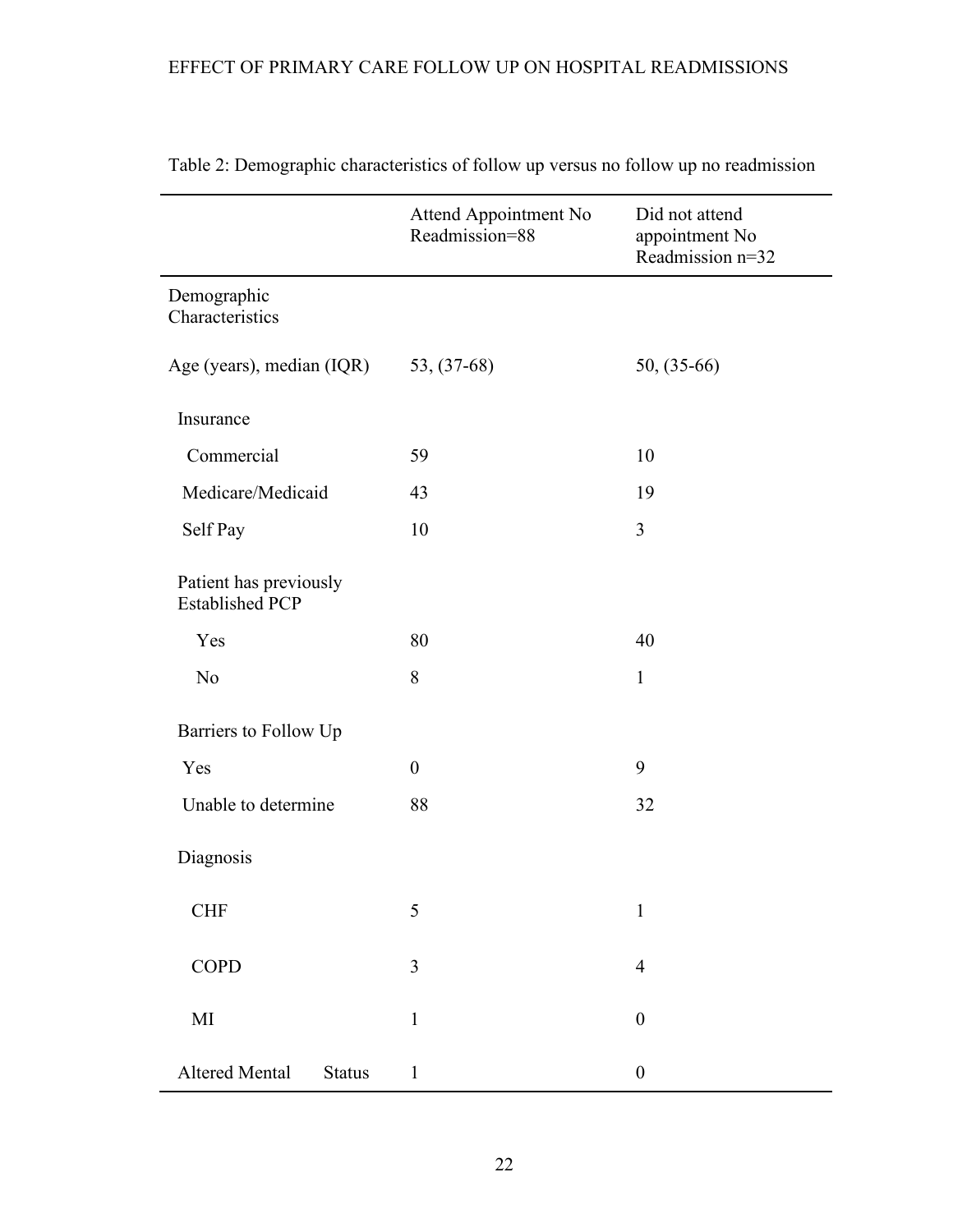Table 2: Demographic characteristics of follow up versus no follow up no readmission

| | Attend Appointment No Readmission=88 | Did not attend appointment No Readmission n=32 |
|---|---|---|
| Demographic Characteristics | | |
| Age (years), median (IQR) | 53, (37-68) | 50, (35-66) |
| Insurance | | |
| Commercial | 59 | 10 |
| Medicare/Medicaid | 43 | 19 |
| Self Pay | 10 | 3 |
| Patient has previously Established PCP | | |
| Yes | 80 | 40 |
| No | 8 | 1 |
| Barriers to Follow Up | | |
| Yes | 0 | 9 |
| Unable to determine | 88 | 32 |
| Diagnosis | | |
| CHF | 5 | 1 |
| COPD | 3 | 4 |
| MI | 1 | 0 |
| Altered Mental Status | 1 | 0 |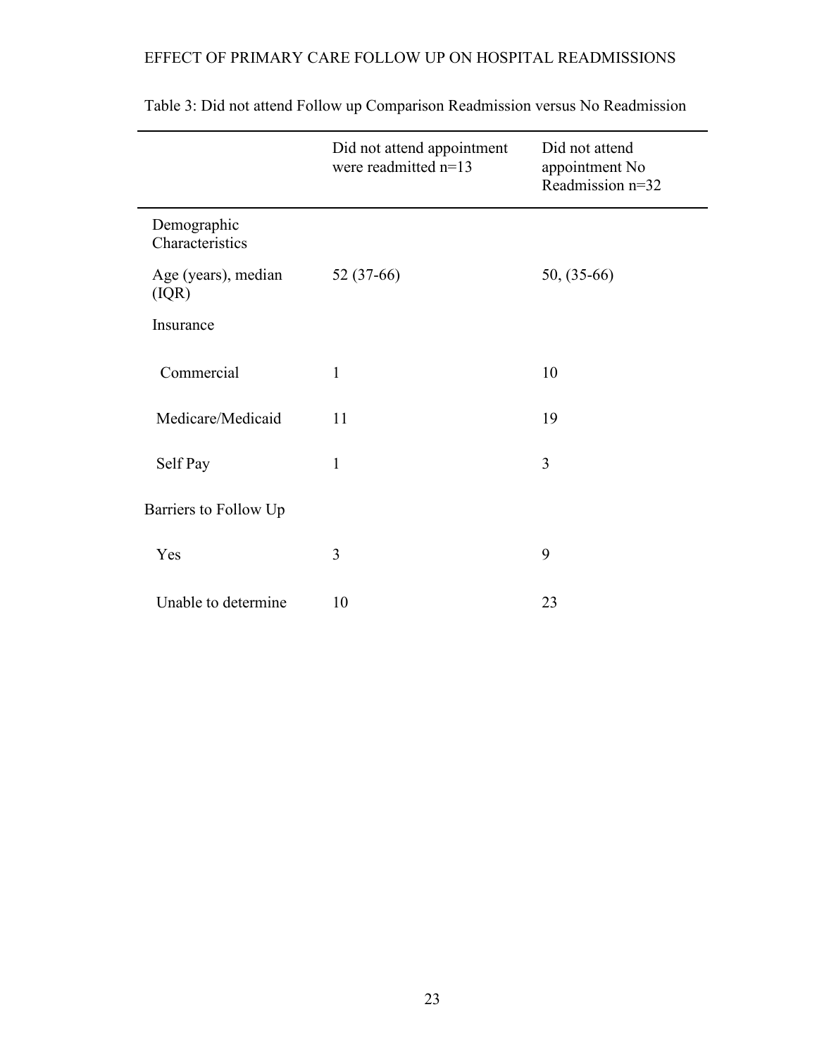Table 3: Did not attend Follow up Comparison Readmission versus No Readmission

| | Did not attend appointment were readmitted n=13 | Did not attend appointment No Readmission n=32 |
|---|---|---|
| Demographic Characteristics | | |
| Age (years), median (IQR) | 52 (37-66) | 50, (35-66) |
| Insurance | | |
| Commercial | 1 | 10 |
| Medicare/Medicaid | 11 | 19 |
| Self Pay | 1 | 3 |
| Barriers to Follow Up | | |
| Yes | 3 | 9 |
| Unable to determine | 10 | 23 |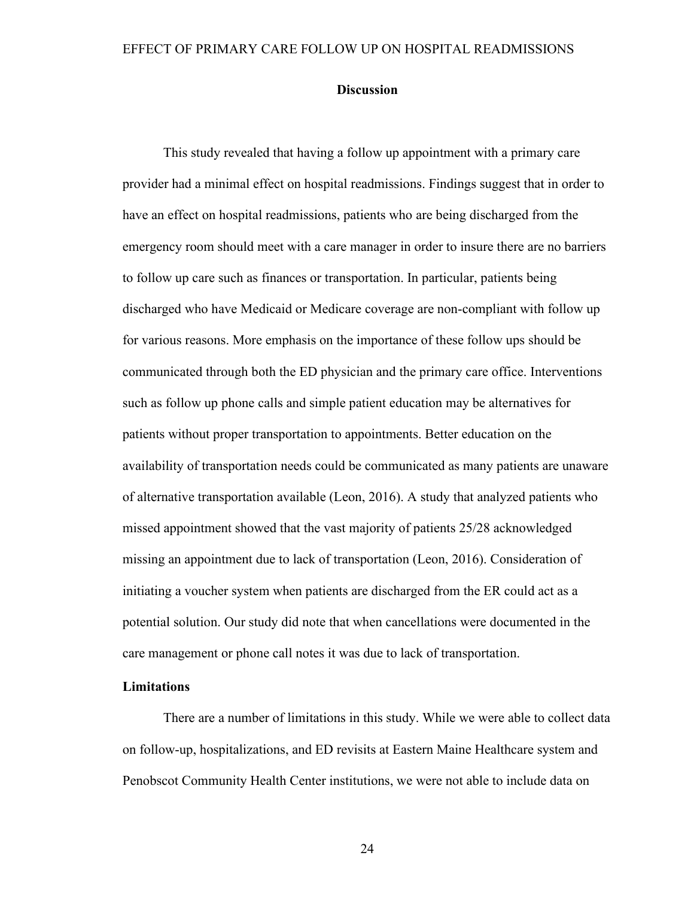## Discussion

This study revealed that having a follow up appointment with a primary care provider had a minimal effect on hospital readmissions. Findings suggest that in order to have an effect on hospital readmissions, patients who are being discharged from the emergency room should meet with a care manager in order to insure there are no barriers to follow up care such as finances or transportation. In particular, patients being discharged who have Medicaid or Medicare coverage are non-compliant with follow up for various reasons. More emphasis on the importance of these follow ups should be communicated through both the ED physician and the primary care office. Interventions such as follow up phone calls and simple patient education may be alternatives for patients without proper transportation to appointments. Better education on the availability of transportation needs could be communicated as many patients are unaware of alternative transportation available (Leon, 2016). A study that analyzed patients who missed appointment showed that the vast majority of patients 25/28 acknowledged missing an appointment due to lack of transportation (Leon, 2016). Consideration of initiating a voucher system when patients are discharged from the ER could act as a potential solution. Our study did note that when cancellations were documented in the care management or phone call notes it was due to lack of transportation.

### Limitations

There are a number of limitations in this study. While we were able to collect data on follow-up, hospitalizations, and ED revisits at Eastern Maine Healthcare system and Penobscot Community Health Center institutions, we were not able to include data on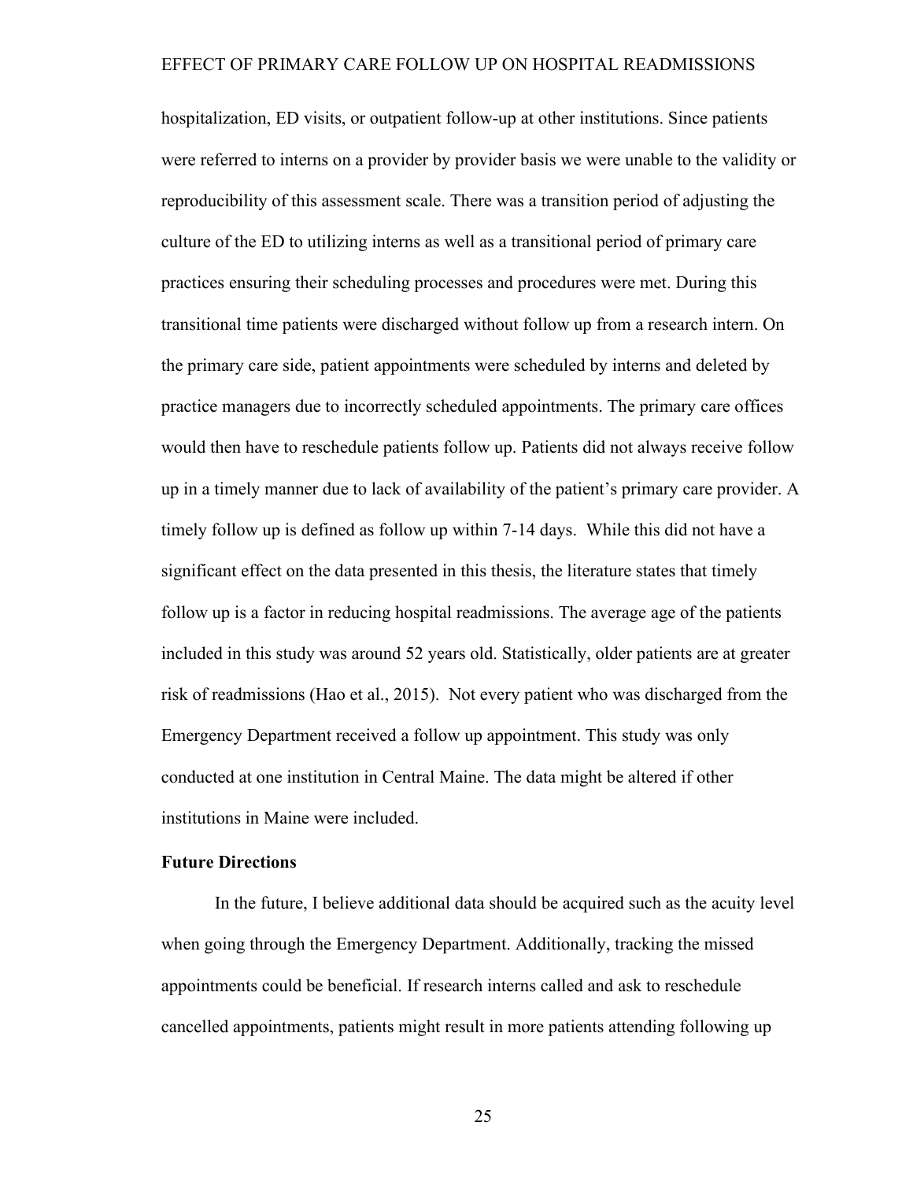hospitalization, ED visits, or outpatient follow-up at other institutions. Since patients were referred to interns on a provider by provider basis we were unable to the validity or reproducibility of this assessment scale. There was a transition period of adjusting the culture of the ED to utilizing interns as well as a transitional period of primary care practices ensuring their scheduling processes and procedures were met. During this transitional time patients were discharged without follow up from a research intern. On the primary care side, patient appointments were scheduled by interns and deleted by practice managers due to incorrectly scheduled appointments. The primary care offices would then have to reschedule patients follow up. Patients did not always receive follow up in a timely manner due to lack of availability of the patient's primary care provider. A timely follow up is defined as follow up within 7-14 days. While this did not have a significant effect on the data presented in this thesis, the literature states that timely follow up is a factor in reducing hospital readmissions. The average age of the patients included in this study was around 52 years old. Statistically, older patients are at greater risk of readmissions (Hao et al., 2015). Not every patient who was discharged from the Emergency Department received a follow up appointment. This study was only conducted at one institution in Central Maine. The data might be altered if other institutions in Maine were included.

**Future Directions**

In the future, I believe additional data should be acquired such as the acuity level when going through the Emergency Department. Additionally, tracking the missed appointments could be beneficial. If research interns called and ask to reschedule cancelled appointments, patients might result in more patients attending following up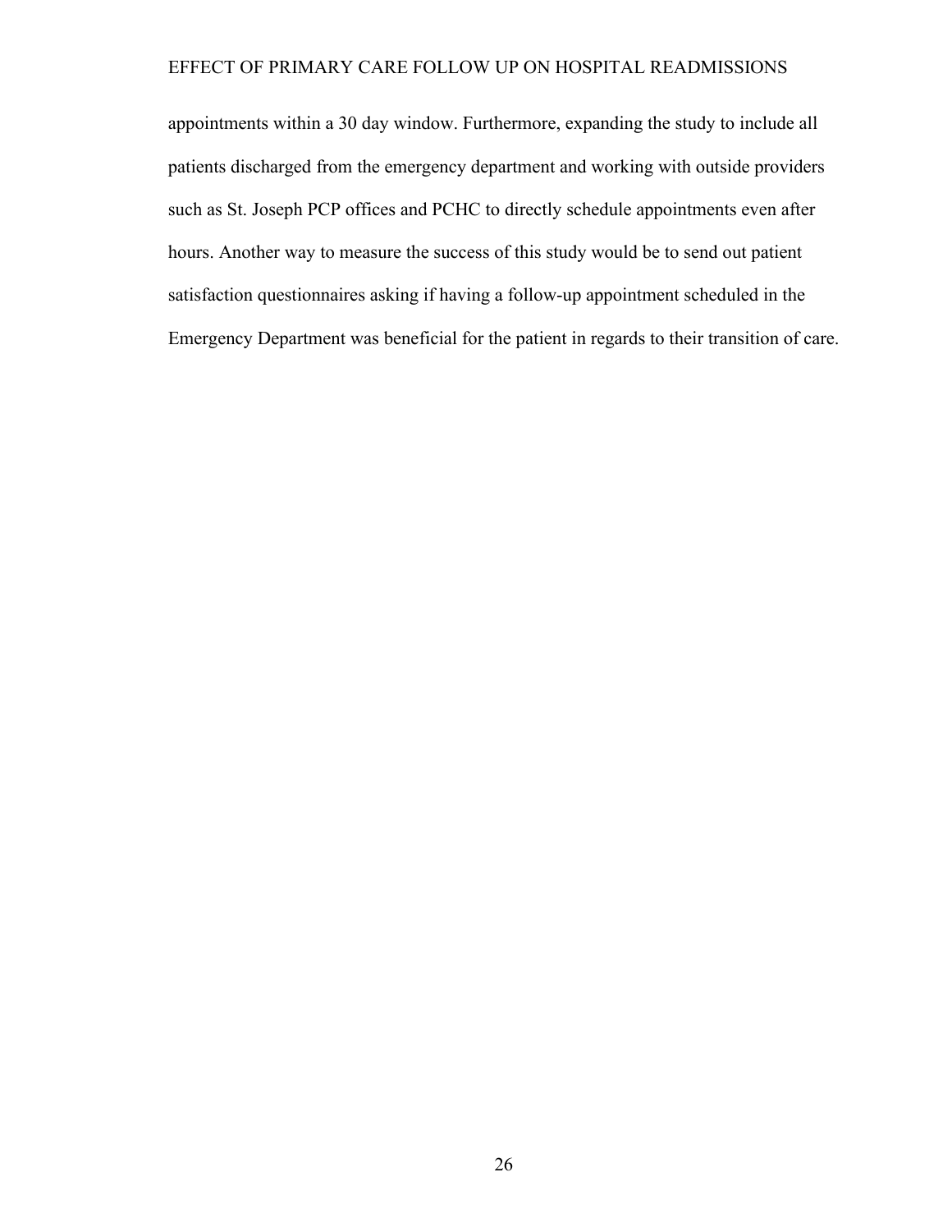appointments within a 30 day window. Furthermore, expanding the study to include all patients discharged from the emergency department and working with outside providers such as St. Joseph PCP offices and PCHC to directly schedule appointments even after hours. Another way to measure the success of this study would be to send out patient satisfaction questionnaires asking if having a follow-up appointment scheduled in the Emergency Department was beneficial for the patient in regards to their transition of care.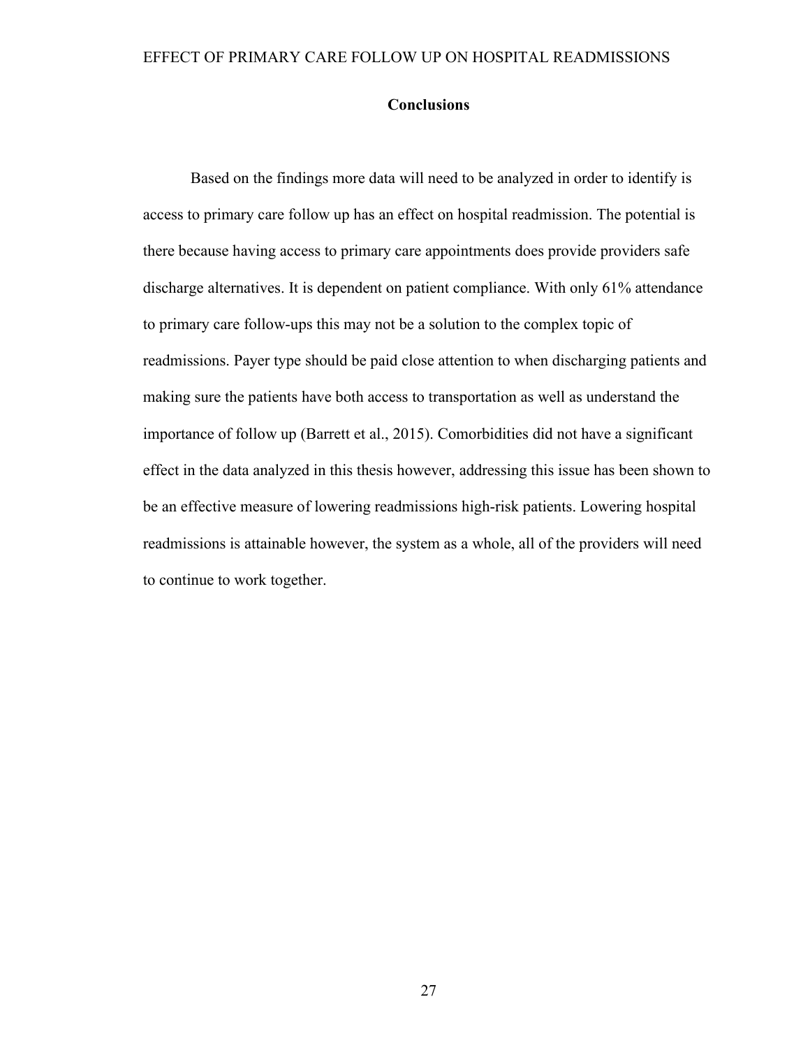## Conclusions

Based on the findings more data will need to be analyzed in order to identify is access to primary care follow up has an effect on hospital readmission. The potential is there because having access to primary care appointments does provide providers safe discharge alternatives. It is dependent on patient compliance. With only 61% attendance to primary care follow-ups this may not be a solution to the complex topic of readmissions. Payer type should be paid close attention to when discharging patients and making sure the patients have both access to transportation as well as understand the importance of follow up (Barrett et al., 2015). Comorbidities did not have a significant effect in the data analyzed in this thesis however, addressing this issue has been shown to be an effective measure of lowering readmissions high-risk patients. Lowering hospital readmissions is attainable however, the system as a whole, all of the providers will need to continue to work together.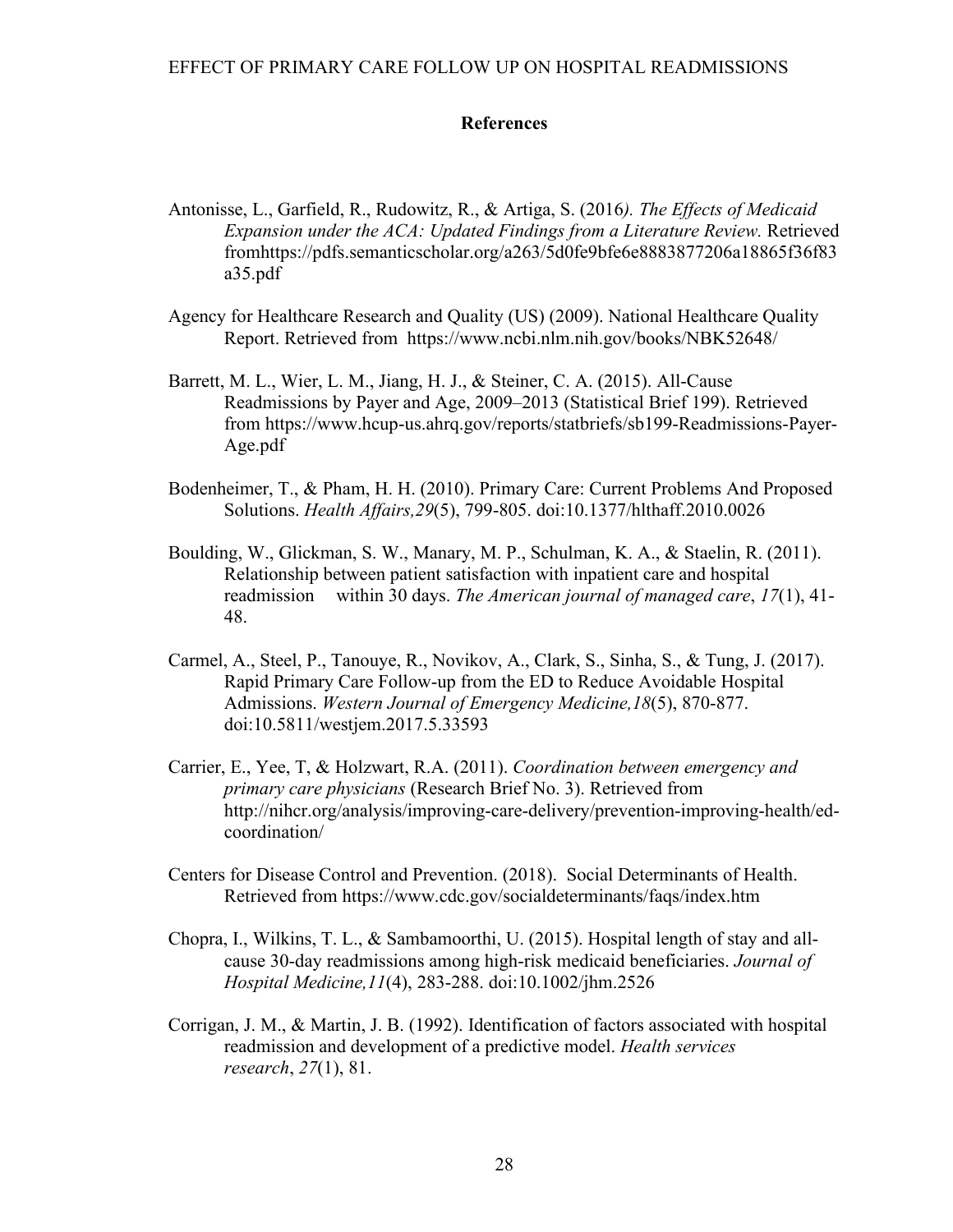## References

Antonisse, L., Garfield, R., Rudowitz, R., & Artiga, S. (2016*). The Effects of Medicaid Expansion under the ACA: Updated Findings from a Literature Review.* Retrieved fromhttps://pdfs.semanticscholar.org/a263/5d0fe9bfe6e8883877206a18865f36f83a35.pdf

Agency for Healthcare Research and Quality (US) (2009). National Healthcare Quality Report. Retrieved from https://www.ncbi.nlm.nih.gov/books/NBK52648/

Barrett, M. L., Wier, L. M., Jiang, H. J., & Steiner, C. A. (2015). All-Cause Readmissions by Payer and Age, 2009–2013 (Statistical Brief 199). Retrieved from https://www.hcup-us.ahrq.gov/reports/statbriefs/sb199-Readmissions-Payer-Age.pdf

Bodenheimer, T., & Pham, H. H. (2010). Primary Care: Current Problems And Proposed Solutions. *Health Affairs,29*(5), 799-805. doi:10.1377/hlthaff.2010.0026

Boulding, W., Glickman, S. W., Manary, M. P., Schulman, K. A., & Staelin, R. (2011). Relationship between patient satisfaction with inpatient care and hospital readmission within 30 days. *The American journal of managed care*, *17*(1), 41-48.

Carmel, A., Steel, P., Tanouye, R., Novikov, A., Clark, S., Sinha, S., & Tung, J. (2017). Rapid Primary Care Follow-up from the ED to Reduce Avoidable Hospital Admissions. *Western Journal of Emergency Medicine,18*(5), 870-877. doi:10.5811/westjem.2017.5.33593

Carrier, E., Yee, T, & Holzwart, R.A. (2011). *Coordination between emergency and primary care physicians* (Research Brief No. 3). Retrieved from http://nihcr.org/analysis/improving-care-delivery/prevention-improving-health/ed-coordination/

Centers for Disease Control and Prevention. (2018). Social Determinants of Health. Retrieved from https://www.cdc.gov/socialdeterminants/faqs/index.htm

Chopra, I., Wilkins, T. L., & Sambamoorthi, U. (2015). Hospital length of stay and all-cause 30-day readmissions among high-risk medicaid beneficiaries. *Journal of Hospital Medicine,11*(4), 283-288. doi:10.1002/jhm.2526

Corrigan, J. M., & Martin, J. B. (1992). Identification of factors associated with hospital readmission and development of a predictive model. *Health services research*, *27*(1), 81.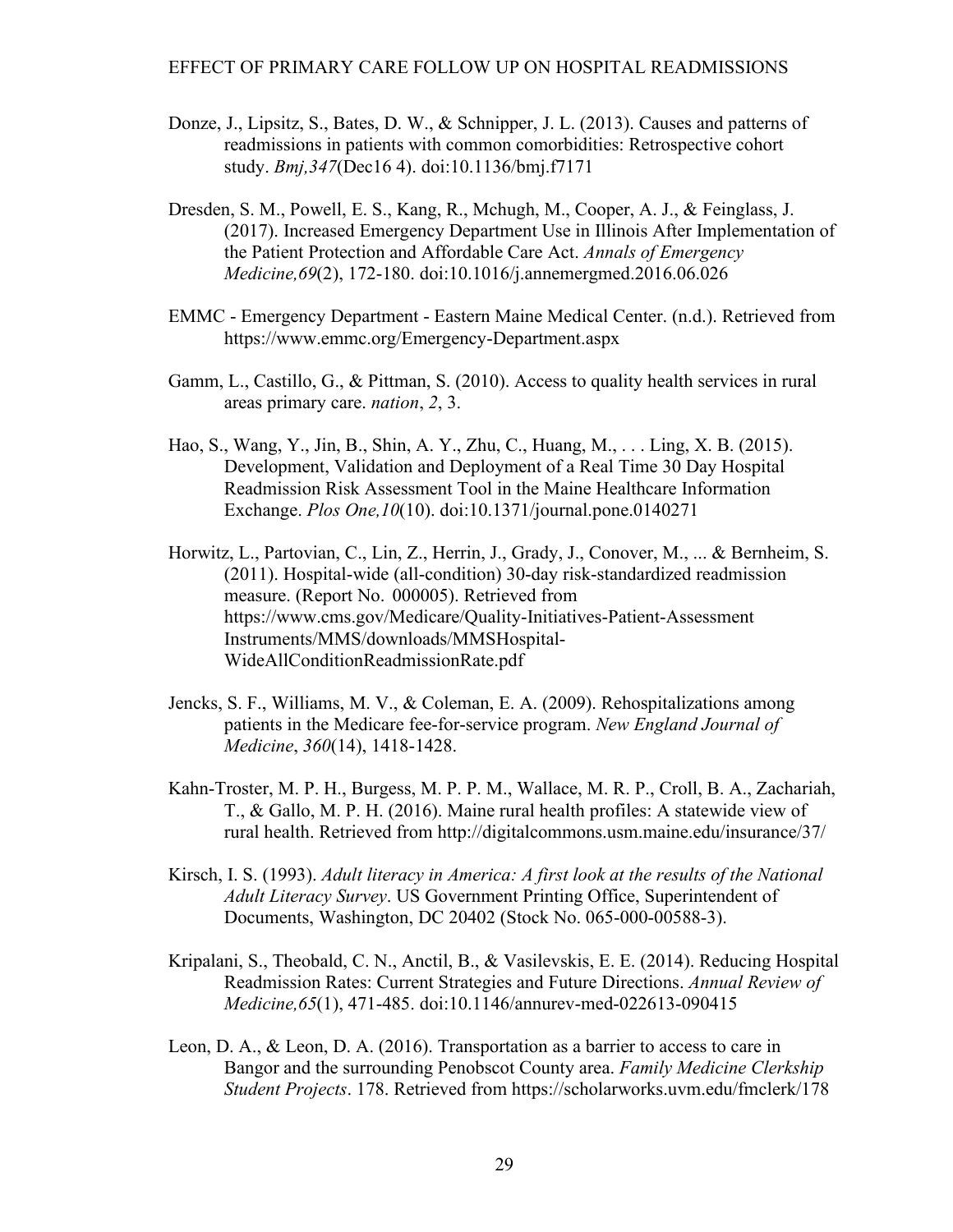Donze, J., Lipsitz, S., Bates, D. W., & Schnipper, J. L. (2013). Causes and patterns of readmissions in patients with common comorbidities: Retrospective cohort study. *Bmj,347*(Dec16 4). doi:10.1136/bmj.f7171

Dresden, S. M., Powell, E. S., Kang, R., Mchugh, M., Cooper, A. J., & Feinglass, J. (2017). Increased Emergency Department Use in Illinois After Implementation of the Patient Protection and Affordable Care Act. *Annals of Emergency Medicine,69*(2), 172-180. doi:10.1016/j.annemergmed.2016.06.026

EMMC - Emergency Department - Eastern Maine Medical Center. (n.d.). Retrieved from https://www.emmc.org/Emergency-Department.aspx

Gamm, L., Castillo, G., & Pittman, S. (2010). Access to quality health services in rural areas primary care. *nation*, *2*, 3.

Hao, S., Wang, Y., Jin, B., Shin, A. Y., Zhu, C., Huang, M., . . . Ling, X. B. (2015). Development, Validation and Deployment of a Real Time 30 Day Hospital Readmission Risk Assessment Tool in the Maine Healthcare Information Exchange. *Plos One,10*(10). doi:10.1371/journal.pone.0140271

Horwitz, L., Partovian, C., Lin, Z., Herrin, J., Grady, J., Conover, M., ... & Bernheim, S. (2011). Hospital-wide (all-condition) 30-day risk-standardized readmission measure. (Report No. 000005). Retrieved from https://www.cms.gov/Medicare/Quality-Initiatives-Patient-Assessment Instruments/MMS/downloads/MMSHospital-WideAllConditionReadmissionRate.pdf

Jencks, S. F., Williams, M. V., & Coleman, E. A. (2009). Rehospitalizations among patients in the Medicare fee-for-service program. *New England Journal of Medicine*, *360*(14), 1418-1428.

Kahn-Troster, M. P. H., Burgess, M. P. P. M., Wallace, M. R. P., Croll, B. A., Zachariah, T., & Gallo, M. P. H. (2016). Maine rural health profiles: A statewide view of rural health. Retrieved from http://digitalcommons.usm.maine.edu/insurance/37/

Kirsch, I. S. (1993). *Adult literacy in America: A first look at the results of the National Adult Literacy Survey*. US Government Printing Office, Superintendent of Documents, Washington, DC 20402 (Stock No. 065-000-00588-3).

Kripalani, S., Theobald, C. N., Anctil, B., & Vasilevskis, E. E. (2014). Reducing Hospital Readmission Rates: Current Strategies and Future Directions. *Annual Review of Medicine,65*(1), 471-485. doi:10.1146/annurev-med-022613-090415

Leon, D. A., & Leon, D. A. (2016). Transportation as a barrier to access to care in Bangor and the surrounding Penobscot County area. *Family Medicine Clerkship Student Projects*. 178. Retrieved from https://scholarworks.uvm.edu/fmclerk/178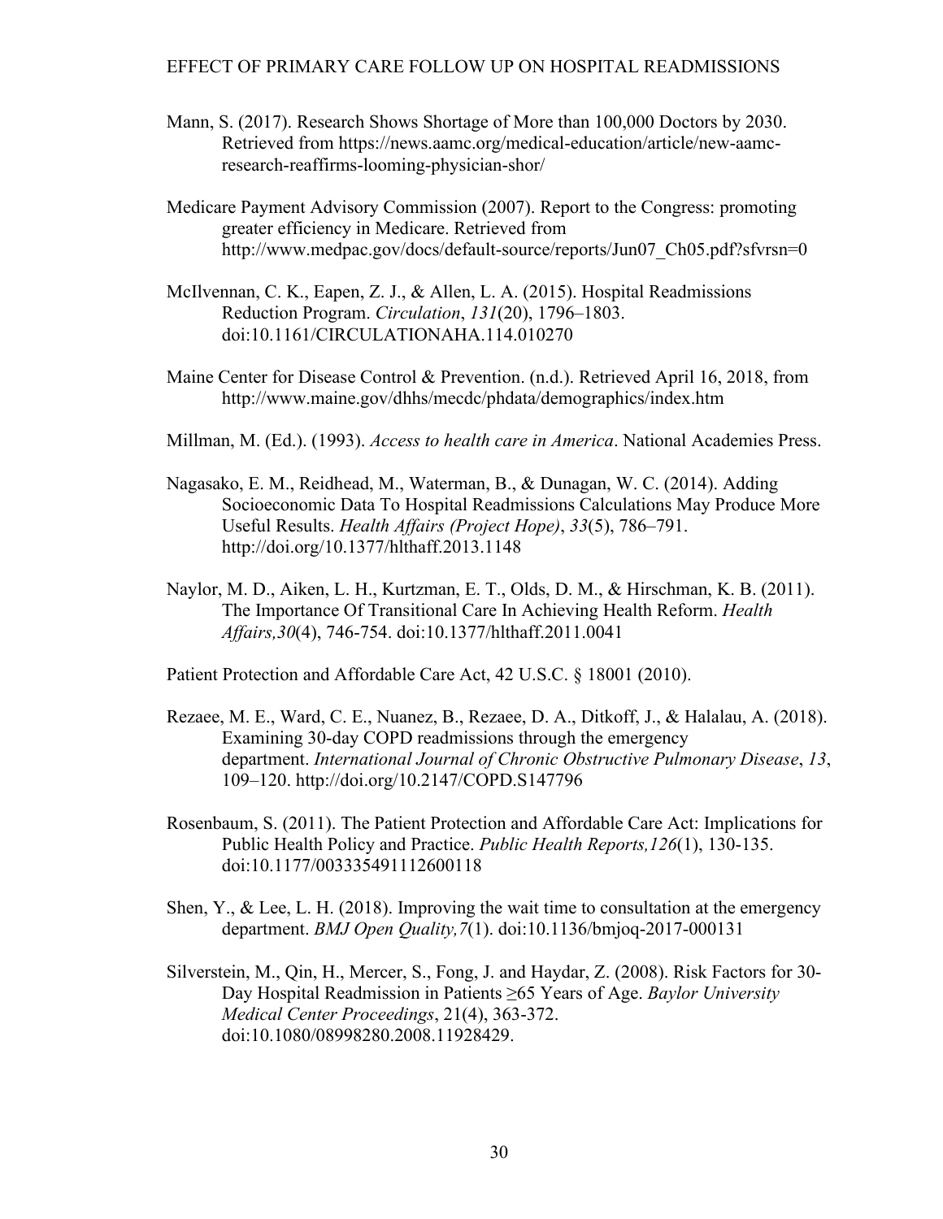Mann, S. (2017). Research Shows Shortage of More than 100,000 Doctors by 2030. Retrieved from https://news.aamc.org/medical-education/article/new-aamc-research-reaffirms-looming-physician-shor/

Medicare Payment Advisory Commission (2007). Report to the Congress: promoting greater efficiency in Medicare. Retrieved from http://www.medpac.gov/docs/default-source/reports/Jun07_Ch05.pdf?sfvrsn=0

McIlvennan, C. K., Eapen, Z. J., & Allen, L. A. (2015). Hospital Readmissions Reduction Program. *Circulation*, *131*(20), 1796–1803. doi:10.1161/CIRCULATIONAHA.114.010270

Maine Center for Disease Control & Prevention. (n.d.). Retrieved April 16, 2018, from http://www.maine.gov/dhhs/mecdc/phdata/demographics/index.htm

Millman, M. (Ed.). (1993). *Access to health care in America*. National Academies Press.

Nagasako, E. M., Reidhead, M., Waterman, B., & Dunagan, W. C. (2014). Adding Socioeconomic Data To Hospital Readmissions Calculations May Produce More Useful Results. *Health Affairs (Project Hope)*, *33*(5), 786–791. http://doi.org/10.1377/hlthaff.2013.1148

Naylor, M. D., Aiken, L. H., Kurtzman, E. T., Olds, D. M., & Hirschman, K. B. (2011). The Importance Of Transitional Care In Achieving Health Reform. *Health Affairs,30*(4), 746-754. doi:10.1377/hlthaff.2011.0041

Patient Protection and Affordable Care Act, 42 U.S.C. § 18001 (2010).

Rezaee, M. E., Ward, C. E., Nuanez, B., Rezaee, D. A., Ditkoff, J., & Halalau, A. (2018). Examining 30-day COPD readmissions through the emergency department. *International Journal of Chronic Obstructive Pulmonary Disease*, *13*, 109–120. http://doi.org/10.2147/COPD.S147796

Rosenbaum, S. (2011). The Patient Protection and Affordable Care Act: Implications for Public Health Policy and Practice. *Public Health Reports,126*(1), 130-135. doi:10.1177/003335491112600118

Shen, Y., & Lee, L. H. (2018). Improving the wait time to consultation at the emergency department. *BMJ Open Quality,7*(1). doi:10.1136/bmjoq-2017-000131

Silverstein, M., Qin, H., Mercer, S., Fong, J. and Haydar, Z. (2008). Risk Factors for 30-Day Hospital Readmission in Patients ≥65 Years of Age. *Baylor University Medical Center Proceedings*, 21(4), 363-372. doi:10.1080/08998280.2008.11928429.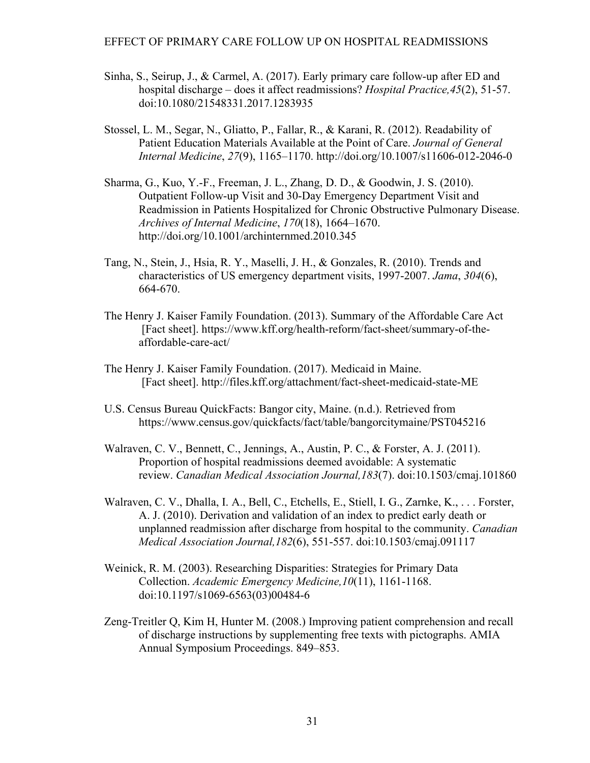Sinha, S., Seirup, J., & Carmel, A. (2017). Early primary care follow-up after ED and hospital discharge – does it affect readmissions? *Hospital Practice,45*(2), 51-57. doi:10.1080/21548331.2017.1283935

Stossel, L. M., Segar, N., Gliatto, P., Fallar, R., & Karani, R. (2012). Readability of Patient Education Materials Available at the Point of Care. *Journal of General Internal Medicine*, *27*(9), 1165–1170. http://doi.org/10.1007/s11606-012-2046-0

Sharma, G., Kuo, Y.-F., Freeman, J. L., Zhang, D. D., & Goodwin, J. S. (2010). Outpatient Follow-up Visit and 30-Day Emergency Department Visit and Readmission in Patients Hospitalized for Chronic Obstructive Pulmonary Disease. *Archives of Internal Medicine*, *170*(18), 1664–1670. http://doi.org/10.1001/archinternmed.2010.345

Tang, N., Stein, J., Hsia, R. Y., Maselli, J. H., & Gonzales, R. (2010). Trends and characteristics of US emergency department visits, 1997-2007. *Jama*, *304*(6), 664-670.

The Henry J. Kaiser Family Foundation. (2013). Summary of the Affordable Care Act [Fact sheet]. https://www.kff.org/health-reform/fact-sheet/summary-of-the-affordable-care-act/

The Henry J. Kaiser Family Foundation. (2017). Medicaid in Maine. [Fact sheet]. http://files.kff.org/attachment/fact-sheet-medicaid-state-ME

U.S. Census Bureau QuickFacts: Bangor city, Maine. (n.d.). Retrieved from https://www.census.gov/quickfacts/fact/table/bangorcitymaine/PST045216

Walraven, C. V., Bennett, C., Jennings, A., Austin, P. C., & Forster, A. J. (2011). Proportion of hospital readmissions deemed avoidable: A systematic review. *Canadian Medical Association Journal,183*(7). doi:10.1503/cmaj.101860

Walraven, C. V., Dhalla, I. A., Bell, C., Etchells, E., Stiell, I. G., Zarnke, K., . . . Forster, A. J. (2010). Derivation and validation of an index to predict early death or unplanned readmission after discharge from hospital to the community. *Canadian Medical Association Journal,182*(6), 551-557. doi:10.1503/cmaj.091117

Weinick, R. M. (2003). Researching Disparities: Strategies for Primary Data Collection. *Academic Emergency Medicine,10*(11), 1161-1168. doi:10.1197/s1069-6563(03)00484-6

Zeng-Treitler Q, Kim H, Hunter M. (2008.) Improving patient comprehension and recall of discharge instructions by supplementing free texts with pictographs. AMIA Annual Symposium Proceedings. 849–853.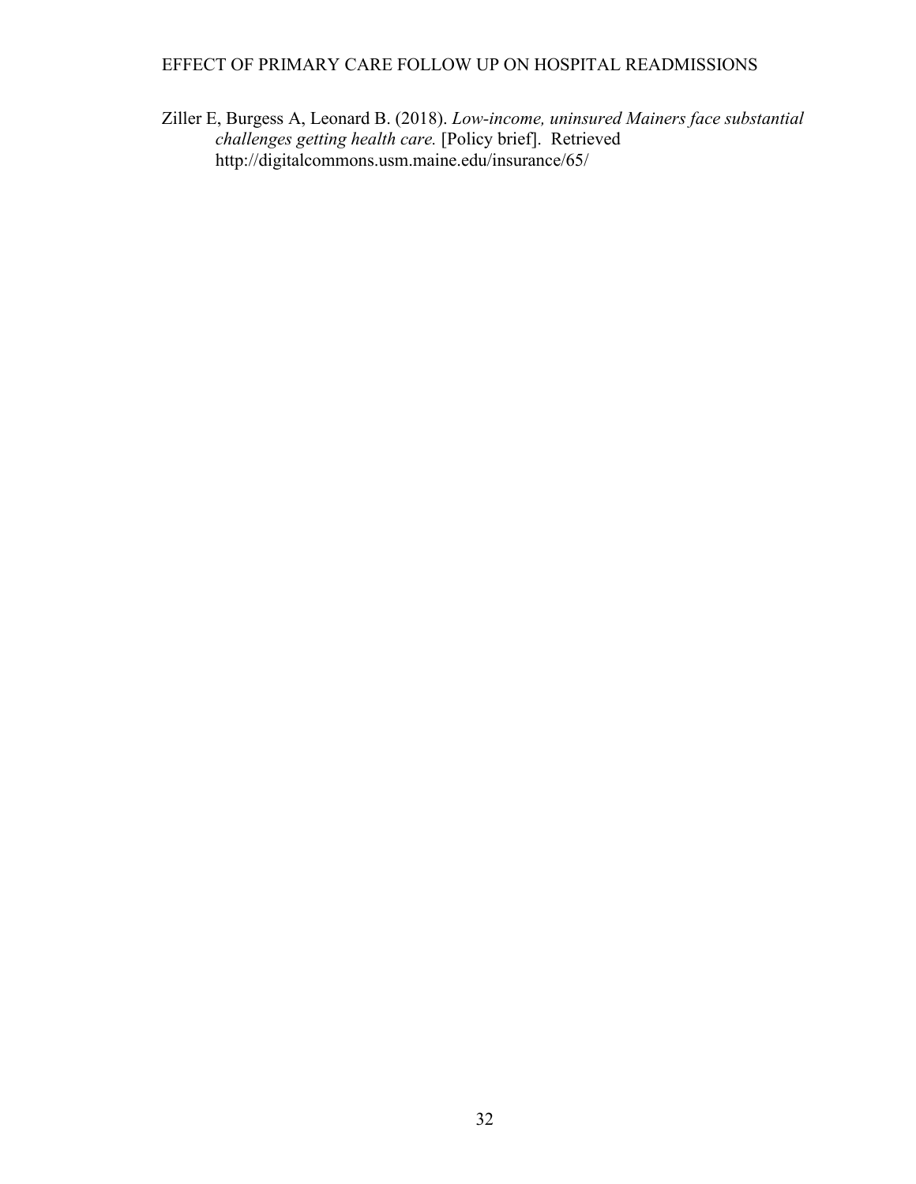Ziller E, Burgess A, Leonard B. (2018). *Low-income, uninsured Mainers face substantial challenges getting health care.* [Policy brief]. Retrieved http://digitalcommons.usm.maine.edu/insurance/65/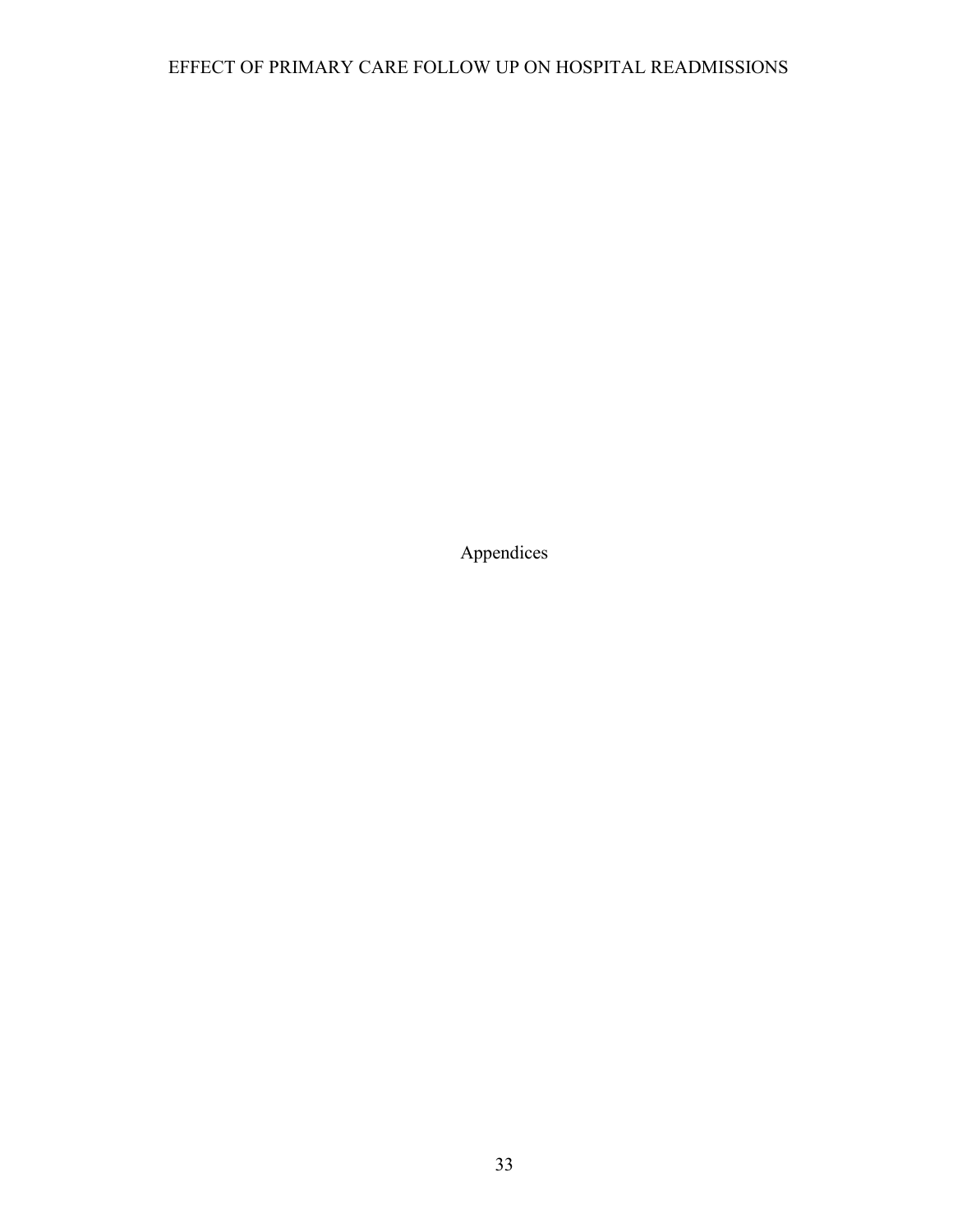# Appendices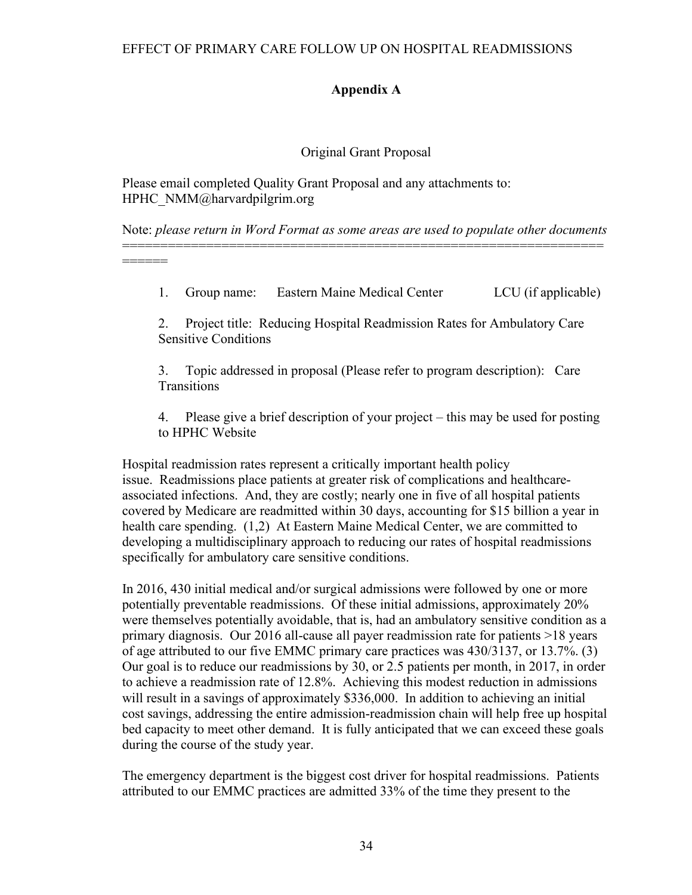## Appendix A

Original Grant Proposal

Please email completed Quality Grant Proposal and any attachments to: HPHC_NMM@harvardpilgrim.org

Note: *please return in Word Format as some areas are used to populate other documents*
======================================================================

1. Group name: Eastern Maine Medical Center LCU (if applicable)

2. Project title: Reducing Hospital Readmission Rates for Ambulatory Care Sensitive Conditions

3. Topic addressed in proposal (Please refer to program description): Care Transitions

4. Please give a brief description of your project – this may be used for posting to HPHC Website

Hospital readmission rates represent a critically important health policy issue. Readmissions place patients at greater risk of complications and healthcare-associated infections. And, they are costly; nearly one in five of all hospital patients covered by Medicare are readmitted within 30 days, accounting for $15 billion a year in health care spending. (1,2) At Eastern Maine Medical Center, we are committed to developing a multidisciplinary approach to reducing our rates of hospital readmissions specifically for ambulatory care sensitive conditions.

In 2016, 430 initial medical and/or surgical admissions were followed by one or more potentially preventable readmissions. Of these initial admissions, approximately 20% were themselves potentially avoidable, that is, had an ambulatory sensitive condition as a primary diagnosis. Our 2016 all-cause all payer readmission rate for patients >18 years of age attributed to our five EMMC primary care practices was 430/3137, or 13.7%. (3) Our goal is to reduce our readmissions by 30, or 2.5 patients per month, in 2017, in order to achieve a readmission rate of 12.8%. Achieving this modest reduction in admissions will result in a savings of approximately $336,000. In addition to achieving an initial cost savings, addressing the entire admission-readmission chain will help free up hospital bed capacity to meet other demand. It is fully anticipated that we can exceed these goals during the course of the study year.

The emergency department is the biggest cost driver for hospital readmissions. Patients attributed to our EMMC practices are admitted 33% of the time they present to the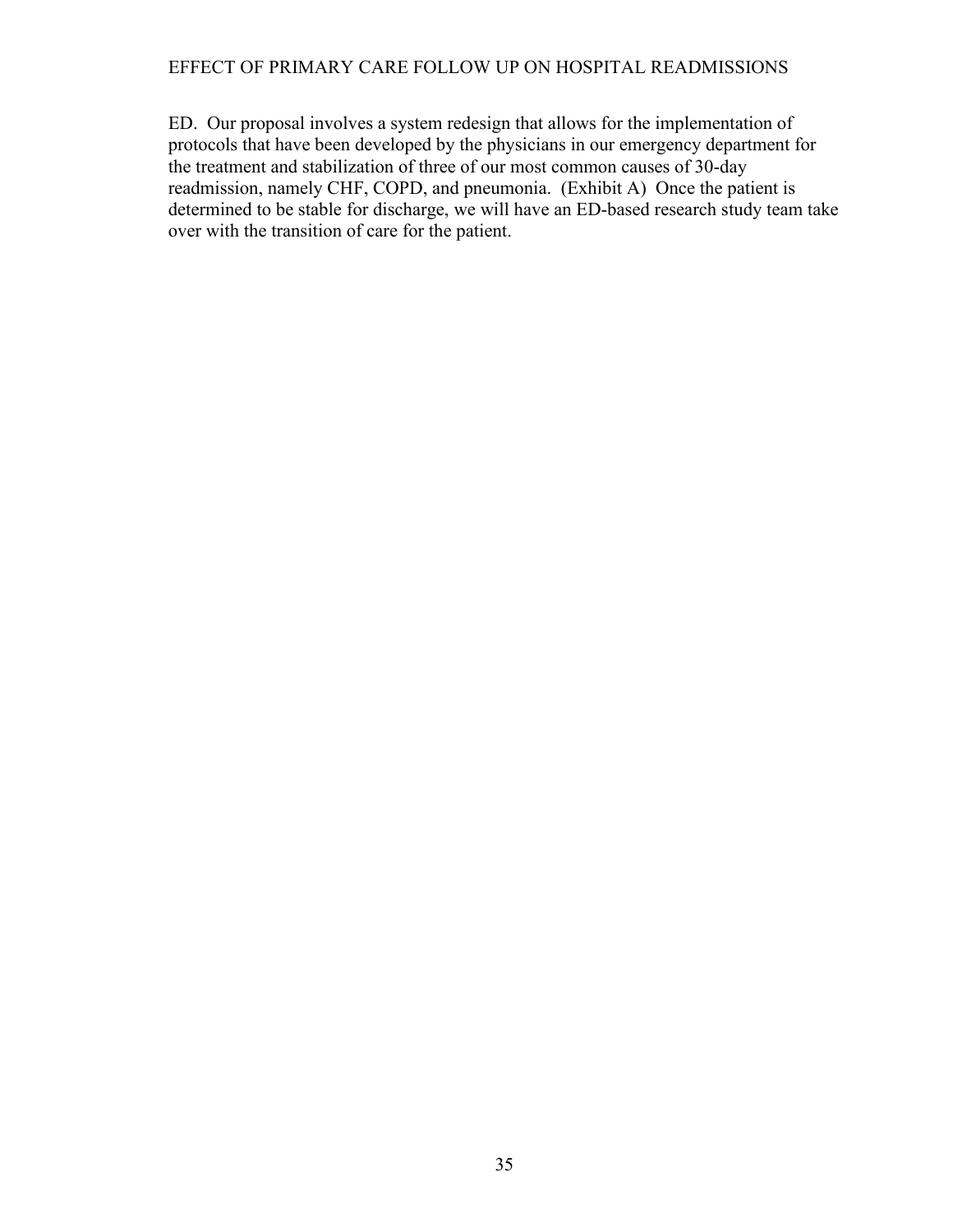ED. Our proposal involves a system redesign that allows for the implementation of protocols that have been developed by the physicians in our emergency department for the treatment and stabilization of three of our most common causes of 30-day readmission, namely CHF, COPD, and pneumonia. (Exhibit A) Once the patient is determined to be stable for discharge, we will have an ED-based research study team take over with the transition of care for the patient.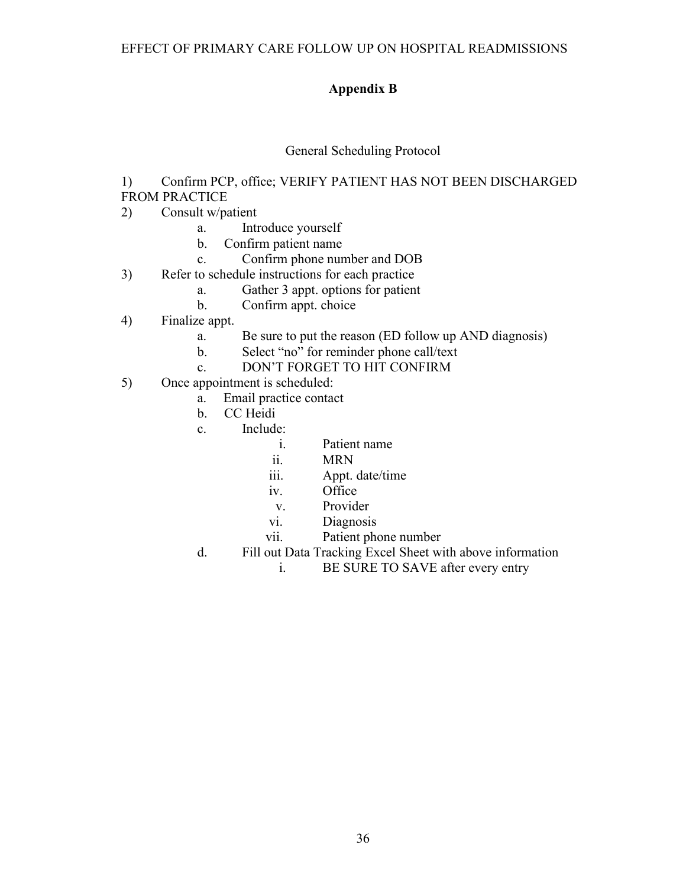## Appendix B

### General Scheduling Protocol

1) Confirm PCP, office; VERIFY PATIENT HAS NOT BEEN DISCHARGED FROM PRACTICE
2) Consult w/patient
    a. Introduce yourself
    b. Confirm patient name
    c. Confirm phone number and DOB
3) Refer to schedule instructions for each practice
    a. Gather 3 appt. options for patient
    b. Confirm appt. choice
4) Finalize appt.
    a. Be sure to put the reason (ED follow up AND diagnosis)
    b. Select "no" for reminder phone call/text
    c. DON'T FORGET TO HIT CONFIRM
5) Once appointment is scheduled:
    a. Email practice contact
    b. CC Heidi
    c. Include:
        i. Patient name
        ii. MRN
        iii. Appt. date/time
        iv. Office
        v. Provider
        vi. Diagnosis
        vii. Patient phone number
    d. Fill out Data Tracking Excel Sheet with above information
        i. BE SURE TO SAVE after every entry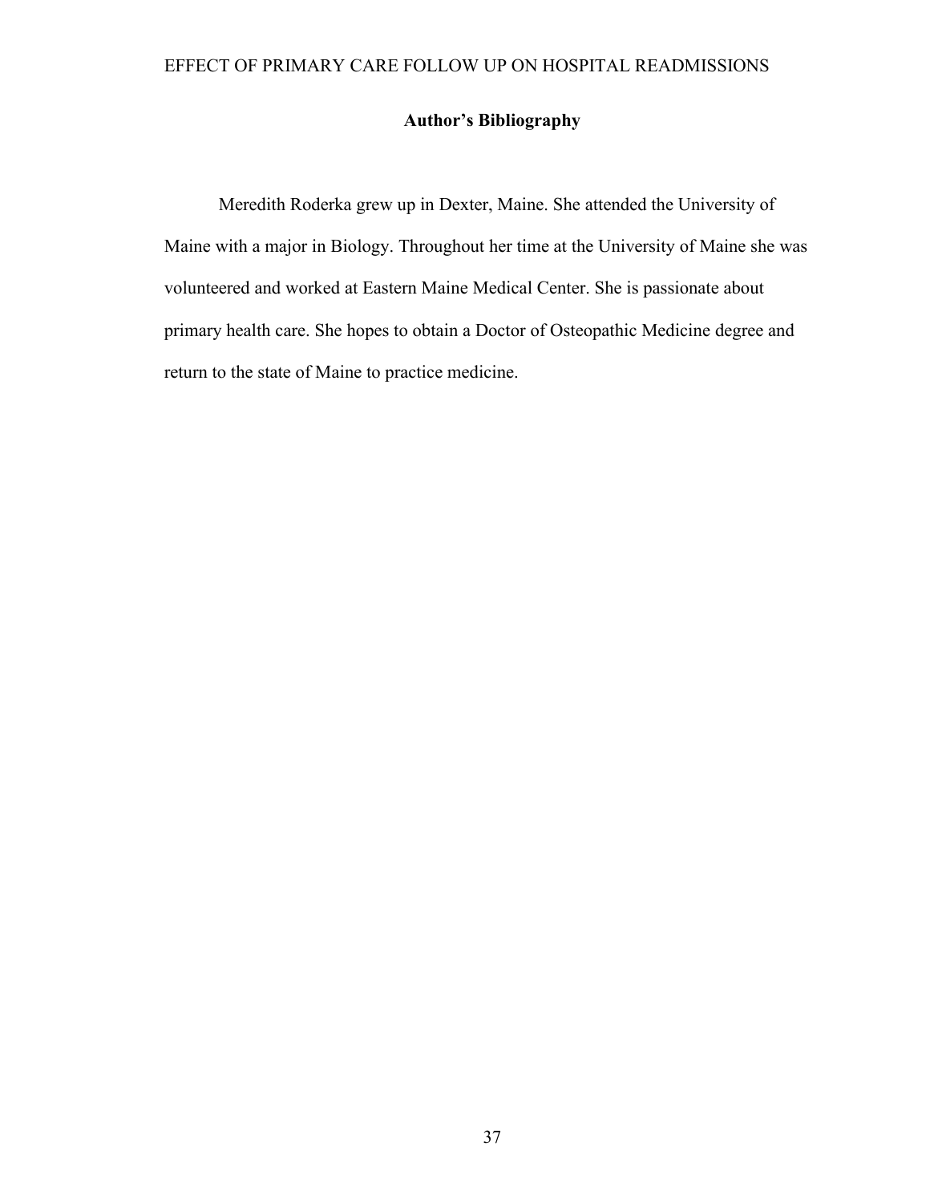## Author's Bibliography

Meredith Roderka grew up in Dexter, Maine. She attended the University of Maine with a major in Biology. Throughout her time at the University of Maine she was volunteered and worked at Eastern Maine Medical Center. She is passionate about primary health care. She hopes to obtain a Doctor of Osteopathic Medicine degree and return to the state of Maine to practice medicine.